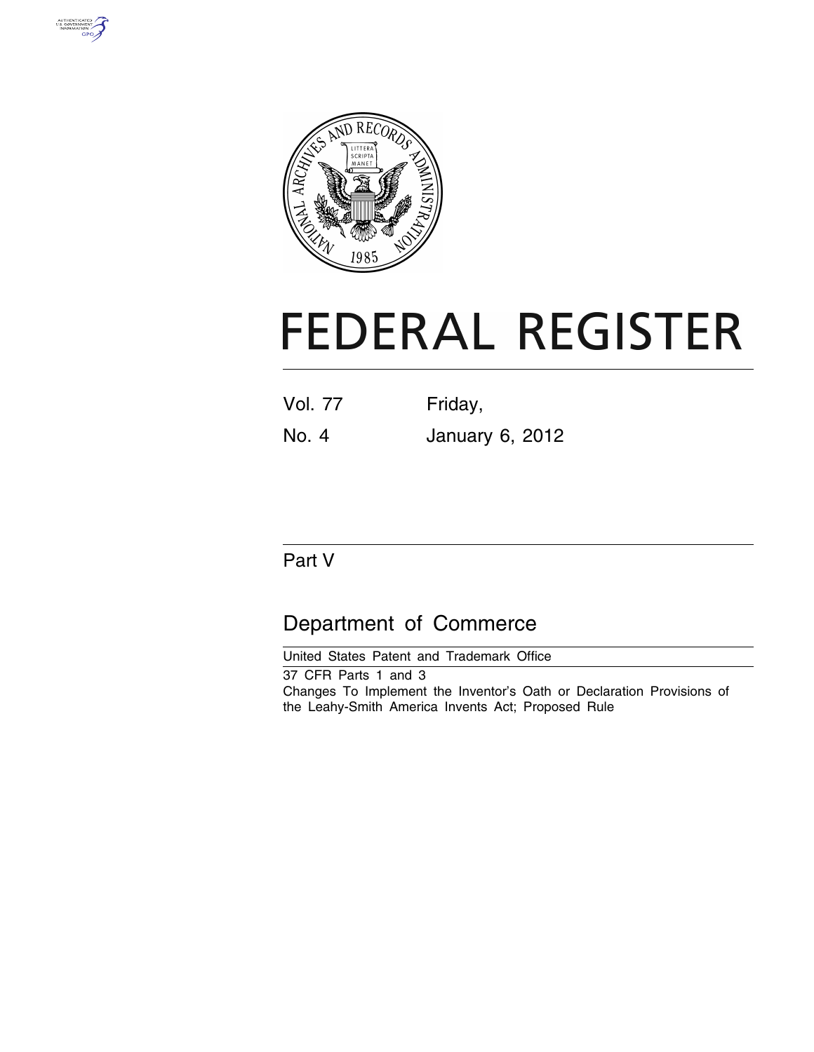# FEDERAL REGISTER

Vol. 77 Friday,

No. 4 January 6, 2012

## Part V

## Department of Commerce

United States Patent and Trademark Office

37 CFR Parts 1 and 3

Changes To Implement the Inventor's Oath or Declaration Provisions of the Leahy-Smith America Invents Act; Proposed Rule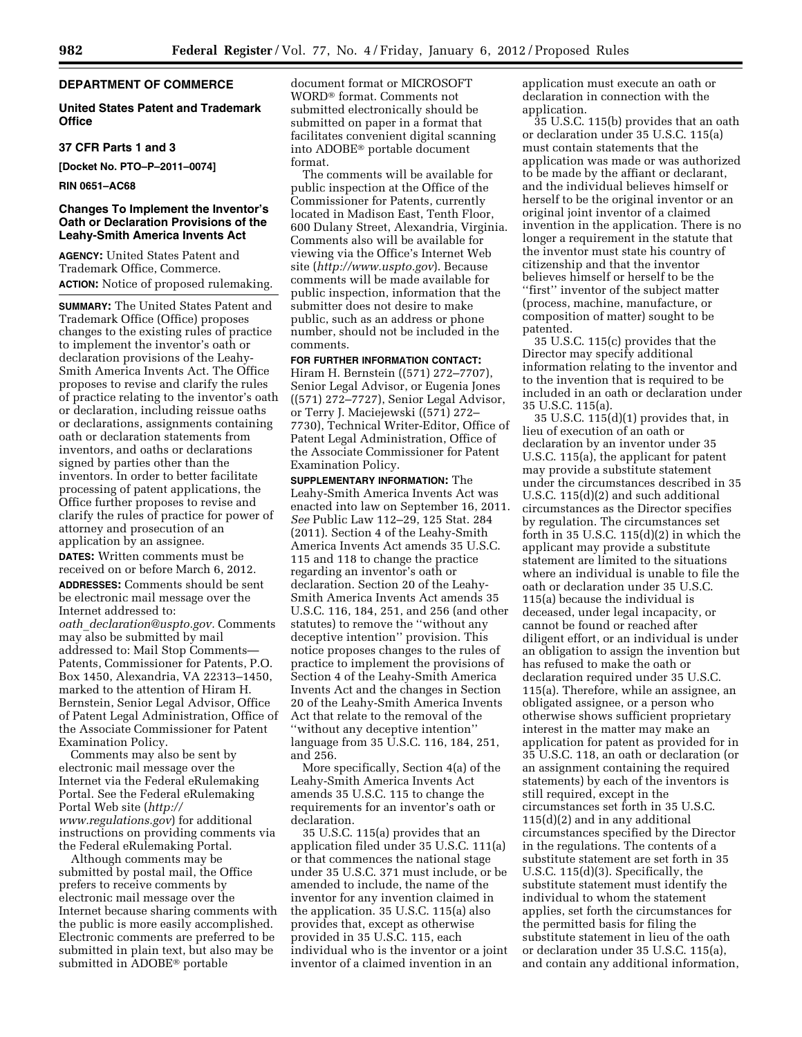## DEPARTMENT OF COMMERCE

### United States Patent and Trademark Office

### 37 CFR Parts 1 and 3

**[Docket No. PTO–P–2011–0074]**

**RIN 0651–AC68**

### Changes To Implement the Inventor's Oath or Declaration Provisions of the Leahy-Smith America Invents Act

**AGENCY:** United States Patent and Trademark Office, Commerce.

**ACTION:** Notice of proposed rulemaking.

**SUMMARY:** The United States Patent and Trademark Office (Office) proposes changes to the existing rules of practice to implement the inventor's oath or declaration provisions of the Leahy-Smith America Invents Act. The Office proposes to revise and clarify the rules of practice relating to the inventor's oath or declaration, including reissue oaths or declarations, assignments containing oath or declaration statements from inventors, and oaths or declarations signed by parties other than the inventors. In order to better facilitate processing of patent applications, the Office further proposes to revise and clarify the rules of practice for power of attorney and prosecution of an application by an assignee.

**DATES:** Written comments must be received on or before March 6, 2012.

**ADDRESSES:** Comments should be sent be electronic mail message over the Internet addressed to: *oath_declaration@uspto.gov*. Comments may also be submitted by mail addressed to: Mail Stop Comments—Patents, Commissioner for Patents, P.O. Box 1450, Alexandria, VA 22313–1450, marked to the attention of Hiram H. Bernstein, Senior Legal Advisor, Office of Patent Legal Administration, Office of the Associate Commissioner for Patent Examination Policy.

Comments may also be sent by electronic mail message over the Internet via the Federal eRulemaking Portal. See the Federal eRulemaking Portal Web site (*http://www.regulations.gov*) for additional instructions on providing comments via the Federal eRulemaking Portal.

Although comments may be submitted by postal mail, the Office prefers to receive comments by electronic mail message over the Internet because sharing comments with the public is more easily accomplished. Electronic comments are preferred to be submitted in plain text, but also may be submitted in ADOBE® portable document format or MICROSOFT WORD® format. Comments not submitted electronically should be submitted on paper in a format that facilitates convenient digital scanning into ADOBE® portable document format.

The comments will be available for public inspection at the Office of the Commissioner for Patents, currently located in Madison East, Tenth Floor, 600 Dulany Street, Alexandria, Virginia. Comments also will be available for viewing via the Office's Internet Web site (*http://www.uspto.gov*). Because comments will be made available for public inspection, information that the submitter does not desire to make public, such as an address or phone number, should not be included in the comments.

**FOR FURTHER INFORMATION CONTACT:** Hiram H. Bernstein ((571) 272–7707), Senior Legal Advisor, or Eugenia Jones ((571) 272–7727), Senior Legal Advisor, or Terry J. Maciejewski ((571) 272–7730), Technical Writer-Editor, Office of Patent Legal Administration, Office of the Associate Commissioner for Patent Examination Policy.

**SUPPLEMENTARY INFORMATION:** The Leahy-Smith America Invents Act was enacted into law on September 16, 2011. *See* Public Law 112–29, 125 Stat. 284 (2011). Section 4 of the Leahy-Smith America Invents Act amends 35 U.S.C. 115 and 118 to change the practice regarding an inventor's oath or declaration. Section 20 of the Leahy-Smith America Invents Act amends 35 U.S.C. 116, 184, 251, and 256 (and other statutes) to remove the "without any deceptive intention" provision. This notice proposes changes to the rules of practice to implement the provisions of Section 4 of the Leahy-Smith America Invents Act and the changes in Section 20 of the Leahy-Smith America Invents Act that relate to the removal of the "without any deceptive intention" language from 35 U.S.C. 116, 184, 251, and 256.

More specifically, Section 4(a) of the Leahy-Smith America Invents Act amends 35 U.S.C. 115 to change the requirements for an inventor's oath or declaration.

35 U.S.C. 115(a) provides that an application filed under 35 U.S.C. 111(a) or that commences the national stage under 35 U.S.C. 371 must include, or be amended to include, the name of the inventor for any invention claimed in the application. 35 U.S.C. 115(a) also provides that, except as otherwise provided in 35 U.S.C. 115, each individual who is the inventor or a joint inventor of a claimed invention in an application must execute an oath or declaration in connection with the application.

35 U.S.C. 115(b) provides that an oath or declaration under 35 U.S.C. 115(a) must contain statements that the application was made or was authorized to be made by the affiant or declarant, and the individual believes himself or herself to be the original inventor or an original joint inventor of a claimed invention in the application. There is no longer a requirement in the statute that the inventor must state his country of citizenship and that the inventor believes himself or herself to be the "first" inventor of the subject matter (process, machine, manufacture, or composition of matter) sought to be patented.

35 U.S.C. 115(c) provides that the Director may specify additional information relating to the inventor and to the invention that is required to be included in an oath or declaration under 35 U.S.C. 115(a).

35 U.S.C. 115(d)(1) provides that, in lieu of execution of an oath or declaration by an inventor under 35 U.S.C. 115(a), the applicant for patent may provide a substitute statement under the circumstances described in 35 U.S.C. 115(d)(2) and such additional circumstances as the Director specifies by regulation. The circumstances set forth in 35 U.S.C. 115(d)(2) in which the applicant may provide a substitute statement are limited to the situations where an individual is unable to file the oath or declaration under 35 U.S.C. 115(a) because the individual is deceased, under legal incapacity, or cannot be found or reached after diligent effort, or an individual is under an obligation to assign the invention but has refused to make the oath or declaration required under 35 U.S.C. 115(a). Therefore, while an assignee, an obligated assignee, or a person who otherwise shows sufficient proprietary interest in the matter may make an application for patent as provided for in 35 U.S.C. 118, an oath or declaration (or an assignment containing the required statements) by each of the inventors is still required, except in the circumstances set forth in 35 U.S.C. 115(d)(2) and in any additional circumstances specified by the Director in the regulations. The contents of a substitute statement are set forth in 35 U.S.C. 115(d)(3). Specifically, the substitute statement must identify the individual to whom the statement applies, set forth the circumstances for the permitted basis for filing the substitute statement in lieu of the oath or declaration under 35 U.S.C. 115(a), and contain any additional information,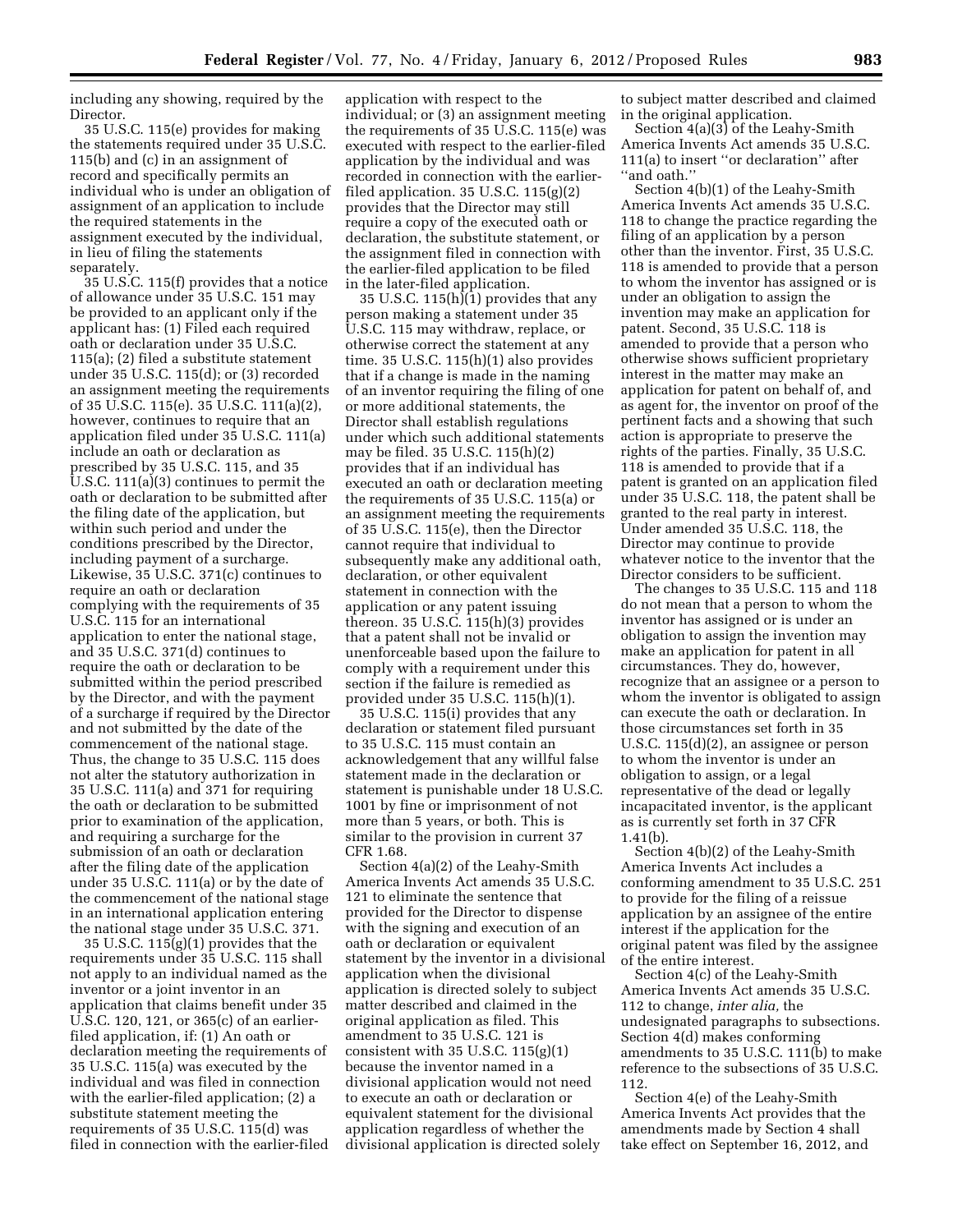including any showing, required by the Director.

35 U.S.C. 115(e) provides for making the statements required under 35 U.S.C. 115(b) and (c) in an assignment of record and specifically permits an individual who is under an obligation of assignment of an application to include the required statements in the assignment executed by the individual, in lieu of filing the statements separately.

35 U.S.C. 115(f) provides that a notice of allowance under 35 U.S.C. 151 may be provided to an applicant only if the applicant has: (1) Filed each required oath or declaration under 35 U.S.C. 115(a); (2) filed a substitute statement under 35 U.S.C. 115(d); or (3) recorded an assignment meeting the requirements of 35 U.S.C. 115(e). 35 U.S.C. 111(a)(2), however, continues to require that an application filed under 35 U.S.C. 111(a) include an oath or declaration as prescribed by 35 U.S.C. 115, and 35 U.S.C. 111(a)(3) continues to permit the oath or declaration to be submitted after the filing date of the application, but within such period and under the conditions prescribed by the Director, including payment of a surcharge. Likewise, 35 U.S.C. 371(c) continues to require an oath or declaration complying with the requirements of 35 U.S.C. 115 for an international application to enter the national stage, and 35 U.S.C. 371(d) continues to require the oath or declaration to be submitted within the period prescribed by the Director, and with the payment of a surcharge if required by the Director and not submitted by the date of the commencement of the national stage. Thus, the change to 35 U.S.C. 115 does not alter the statutory authorization in 35 U.S.C. 111(a) and 371 for requiring the oath or declaration to be submitted prior to examination of the application, and requiring a surcharge for the submission of an oath or declaration after the filing date of the application under 35 U.S.C. 111(a) or by the date of the commencement of the national stage in an international application entering the national stage under 35 U.S.C. 371.

35 U.S.C. 115(g)(1) provides that the requirements under 35 U.S.C. 115 shall not apply to an individual named as the inventor or a joint inventor in an application that claims benefit under 35 U.S.C. 120, 121, or 365(c) of an earlier-filed application, if: (1) An oath or declaration meeting the requirements of 35 U.S.C. 115(a) was executed by the individual and was filed in connection with the earlier-filed application; (2) a substitute statement meeting the requirements of 35 U.S.C. 115(d) was filed in connection with the earlier-filed application with respect to the individual; or (3) an assignment meeting the requirements of 35 U.S.C. 115(e) was executed with respect to the earlier-filed application by the individual and was recorded in connection with the earlier-filed application. 35 U.S.C. 115(g)(2) provides that the Director may still require a copy of the executed oath or declaration, the substitute statement, or the assignment filed in connection with the earlier-filed application to be filed in the later-filed application.

35 U.S.C. 115(h)(1) provides that any person making a statement under 35 U.S.C. 115 may withdraw, replace, or otherwise correct the statement at any time. 35 U.S.C. 115(h)(1) also provides that if a change is made in the naming of an inventor requiring the filing of one or more additional statements, the Director shall establish regulations under which such additional statements may be filed. 35 U.S.C. 115(h)(2) provides that if an individual has executed an oath or declaration meeting the requirements of 35 U.S.C. 115(a) or an assignment meeting the requirements of 35 U.S.C. 115(e), then the Director cannot require that individual to subsequently make any additional oath, declaration, or other equivalent statement in connection with the application or any patent issuing thereon. 35 U.S.C. 115(h)(3) provides that a patent shall not be invalid or unenforceable based upon the failure to comply with a requirement under this section if the failure is remedied as provided under 35 U.S.C. 115(h)(1).

35 U.S.C. 115(i) provides that any declaration or statement filed pursuant to 35 U.S.C. 115 must contain an acknowledgement that any willful false statement made in the declaration or statement is punishable under 18 U.S.C. 1001 by fine or imprisonment of not more than 5 years, or both. This is similar to the provision in current 37 CFR 1.68.

Section 4(a)(2) of the Leahy-Smith America Invents Act amends 35 U.S.C. 121 to eliminate the sentence that provided for the Director to dispense with the signing and execution of an oath or declaration or equivalent statement by the inventor in a divisional application when the divisional application is directed solely to subject matter described and claimed in the original application as filed. This amendment to 35 U.S.C. 121 is consistent with 35 U.S.C. 115(g)(1) because the inventor named in a divisional application would not need to execute an oath or declaration or equivalent statement for the divisional application regardless of whether the divisional application is directed solely to subject matter described and claimed in the original application.

Section 4(a)(3) of the Leahy-Smith America Invents Act amends 35 U.S.C. 111(a) to insert "or declaration" after "and oath."

Section 4(b)(1) of the Leahy-Smith America Invents Act amends 35 U.S.C. 118 to change the practice regarding the filing of an application by a person other than the inventor. First, 35 U.S.C. 118 is amended to provide that a person to whom the inventor has assigned or is under an obligation to assign the invention may make an application for patent. Second, 35 U.S.C. 118 is amended to provide that a person who otherwise shows sufficient proprietary interest in the matter may make an application for patent on behalf of, and as agent for, the inventor on proof of the pertinent facts and a showing that such action is appropriate to preserve the rights of the parties. Finally, 35 U.S.C. 118 is amended to provide that if a patent is granted on an application filed under 35 U.S.C. 118, the patent shall be granted to the real party in interest. Under amended 35 U.S.C. 118, the Director may continue to provide whatever notice to the inventor that the Director considers to be sufficient.

The changes to 35 U.S.C. 115 and 118 do not mean that a person to whom the inventor has assigned or is under an obligation to assign the invention may make an application for patent in all circumstances. They do, however, recognize that an assignee or a person to whom the inventor is obligated to assign can execute the oath or declaration. In those circumstances set forth in 35 U.S.C. 115(d)(2), an assignee or person to whom the inventor is under an obligation to assign, or a legal representative of the dead or legally incapacitated inventor, is the applicant as is currently set forth in 37 CFR 1.41(b).

Section 4(b)(2) of the Leahy-Smith America Invents Act includes a conforming amendment to 35 U.S.C. 251 to provide for the filing of a reissue application by an assignee of the entire interest if the application for the original patent was filed by the assignee of the entire interest.

Section 4(c) of the Leahy-Smith America Invents Act amends 35 U.S.C. 112 to change, *inter alia,* the undesignated paragraphs to subsections. Section 4(d) makes conforming amendments to 35 U.S.C. 111(b) to make reference to the subsections of 35 U.S.C. 112.

Section 4(e) of the Leahy-Smith America Invents Act provides that the amendments made by Section 4 shall take effect on September 16, 2012, and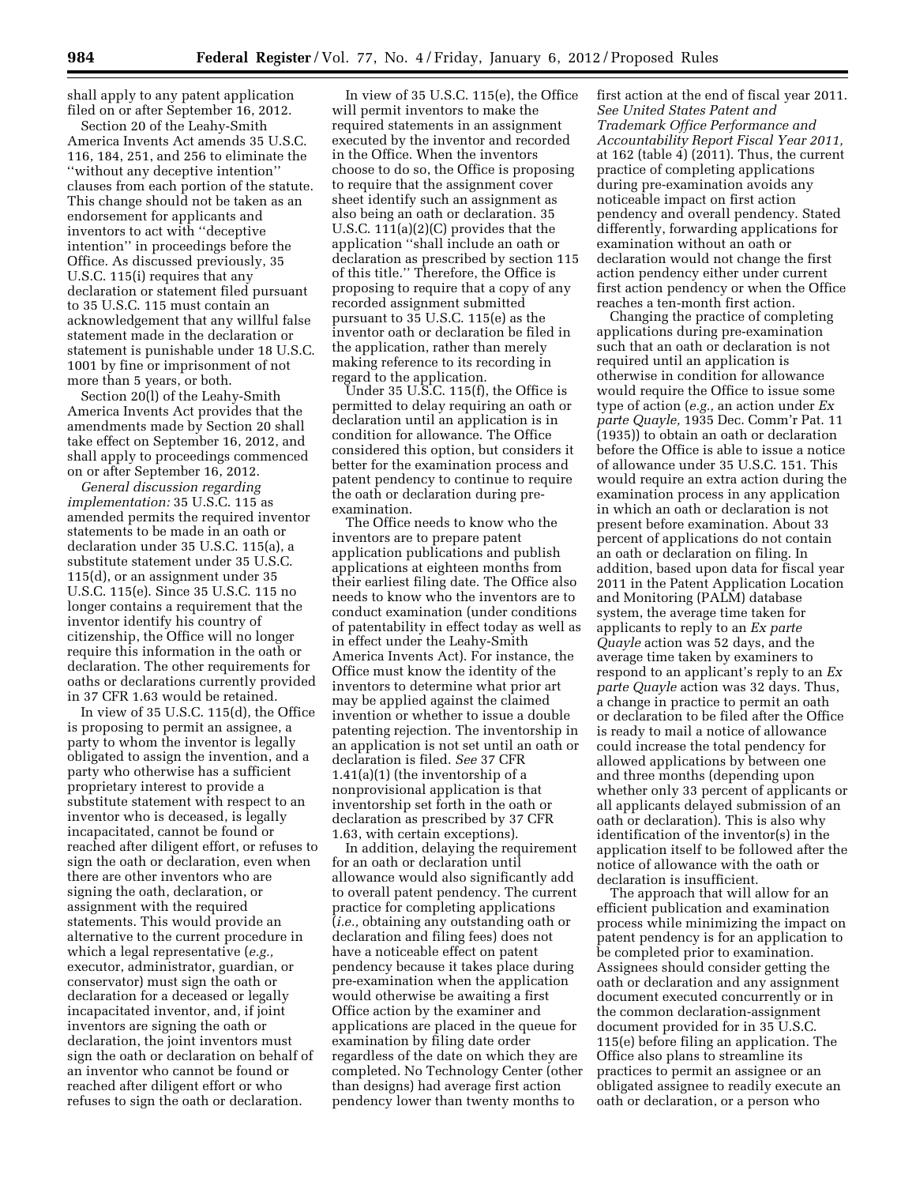shall apply to any patent application filed on or after September 16, 2012.

Section 20 of the Leahy-Smith America Invents Act amends 35 U.S.C. 116, 184, 251, and 256 to eliminate the ''without any deceptive intention'' clauses from each portion of the statute. This change should not be taken as an endorsement for applicants and inventors to act with ''deceptive intention'' in proceedings before the Office. As discussed previously, 35 U.S.C. 115(i) requires that any declaration or statement filed pursuant to 35 U.S.C. 115 must contain an acknowledgement that any willful false statement made in the declaration or statement is punishable under 18 U.S.C. 1001 by fine or imprisonment of not more than 5 years, or both.

Section 20(l) of the Leahy-Smith America Invents Act provides that the amendments made by Section 20 shall take effect on September 16, 2012, and shall apply to proceedings commenced on or after September 16, 2012.

*General discussion regarding implementation:* 35 U.S.C. 115 as amended permits the required inventor statements to be made in an oath or declaration under 35 U.S.C. 115(a), a substitute statement under 35 U.S.C. 115(d), or an assignment under 35 U.S.C. 115(e). Since 35 U.S.C. 115 no longer contains a requirement that the inventor identify his country of citizenship, the Office will no longer require this information in the oath or declaration. The other requirements for oaths or declarations currently provided in 37 CFR 1.63 would be retained.

In view of 35 U.S.C. 115(d), the Office is proposing to permit an assignee, a party to whom the inventor is legally obligated to assign the invention, and a party who otherwise has a sufficient proprietary interest to provide a substitute statement with respect to an inventor who is deceased, is legally incapacitated, cannot be found or reached after diligent effort, or refuses to sign the oath or declaration, even when there are other inventors who are signing the oath, declaration, or assignment with the required statements. This would provide an alternative to the current procedure in which a legal representative (*e.g.,* executor, administrator, guardian, or conservator) must sign the oath or declaration for a deceased or legally incapacitated inventor, and, if joint inventors are signing the oath or declaration, the joint inventors must sign the oath or declaration on behalf of an inventor who cannot be found or reached after diligent effort or who refuses to sign the oath or declaration.

In view of 35 U.S.C. 115(e), the Office will permit inventors to make the required statements in an assignment executed by the inventor and recorded in the Office. When the inventors choose to do so, the Office is proposing to require that the assignment cover sheet identify such an assignment as also being an oath or declaration. 35 U.S.C. 111(a)(2)(C) provides that the application ''shall include an oath or declaration as prescribed by section 115 of this title.'' Therefore, the Office is proposing to require that a copy of any recorded assignment submitted pursuant to 35 U.S.C. 115(e) as the inventor oath or declaration be filed in the application, rather than merely making reference to its recording in regard to the application.

Under 35 U.S.C. 115(f), the Office is permitted to delay requiring an oath or declaration until an application is in condition for allowance. The Office considered this option, but considers it better for the examination process and patent pendency to continue to require the oath or declaration during pre-examination.

The Office needs to know who the inventors are to prepare patent application publications and publish applications at eighteen months from their earliest filing date. The Office also needs to know who the inventors are to conduct examination (under conditions of patentability in effect today as well as in effect under the Leahy-Smith America Invents Act). For instance, the Office must know the identity of the inventors to determine what prior art may be applied against the claimed invention or whether to issue a double patenting rejection. The inventorship in an application is not set until an oath or declaration is filed. *See* 37 CFR 1.41(a)(1) (the inventorship of a nonprovisional application is that inventorship set forth in the oath or declaration as prescribed by 37 CFR 1.63, with certain exceptions).

In addition, delaying the requirement for an oath or declaration until allowance would also significantly add to overall patent pendency. The current practice for completing applications (*i.e.,* obtaining any outstanding oath or declaration and filing fees) does not have a noticeable effect on patent pendency because it takes place during pre-examination when the application would otherwise be awaiting a first Office action by the examiner and applications are placed in the queue for examination by filing date order regardless of the date on which they are completed. No Technology Center (other than designs) had average first action pendency lower than twenty months to first action at the end of fiscal year 2011. *See United States Patent and Trademark Office Performance and Accountability Report Fiscal Year 2011,* at 162 (table 4) (2011). Thus, the current practice of completing applications during pre-examination avoids any noticeable impact on first action pendency and overall pendency. Stated differently, forwarding applications for examination without an oath or declaration would not change the first action pendency either under current first action pendency or when the Office reaches a ten-month first action.

Changing the practice of completing applications during pre-examination such that an oath or declaration is not required until an application is otherwise in condition for allowance would require the Office to issue some type of action (*e.g.,* an action under *Ex parte Quayle,* 1935 Dec. Comm'r Pat. 11 (1935)) to obtain an oath or declaration before the Office is able to issue a notice of allowance under 35 U.S.C. 151. This would require an extra action during the examination process in any application in which an oath or declaration is not present before examination. About 33 percent of applications do not contain an oath or declaration on filing. In addition, based upon data for fiscal year 2011 in the Patent Application Location and Monitoring (PALM) database system, the average time taken for applicants to reply to an *Ex parte Quayle* action was 52 days, and the average time taken by examiners to respond to an applicant's reply to an *Ex parte Quayle* action was 32 days. Thus, a change in practice to permit an oath or declaration to be filed after the Office is ready to mail a notice of allowance could increase the total pendency for allowed applications by between one and three months (depending upon whether only 33 percent of applicants or all applicants delayed submission of an oath or declaration). This is also why identification of the inventor(s) in the application itself to be followed after the notice of allowance with the oath or declaration is insufficient.

The approach that will allow for an efficient publication and examination process while minimizing the impact on patent pendency is for an application to be completed prior to examination. Assignees should consider getting the oath or declaration and any assignment document executed concurrently or in the common declaration-assignment document provided for in 35 U.S.C. 115(e) before filing an application. The Office also plans to streamline its practices to permit an assignee or an obligated assignee to readily execute an oath or declaration, or a person who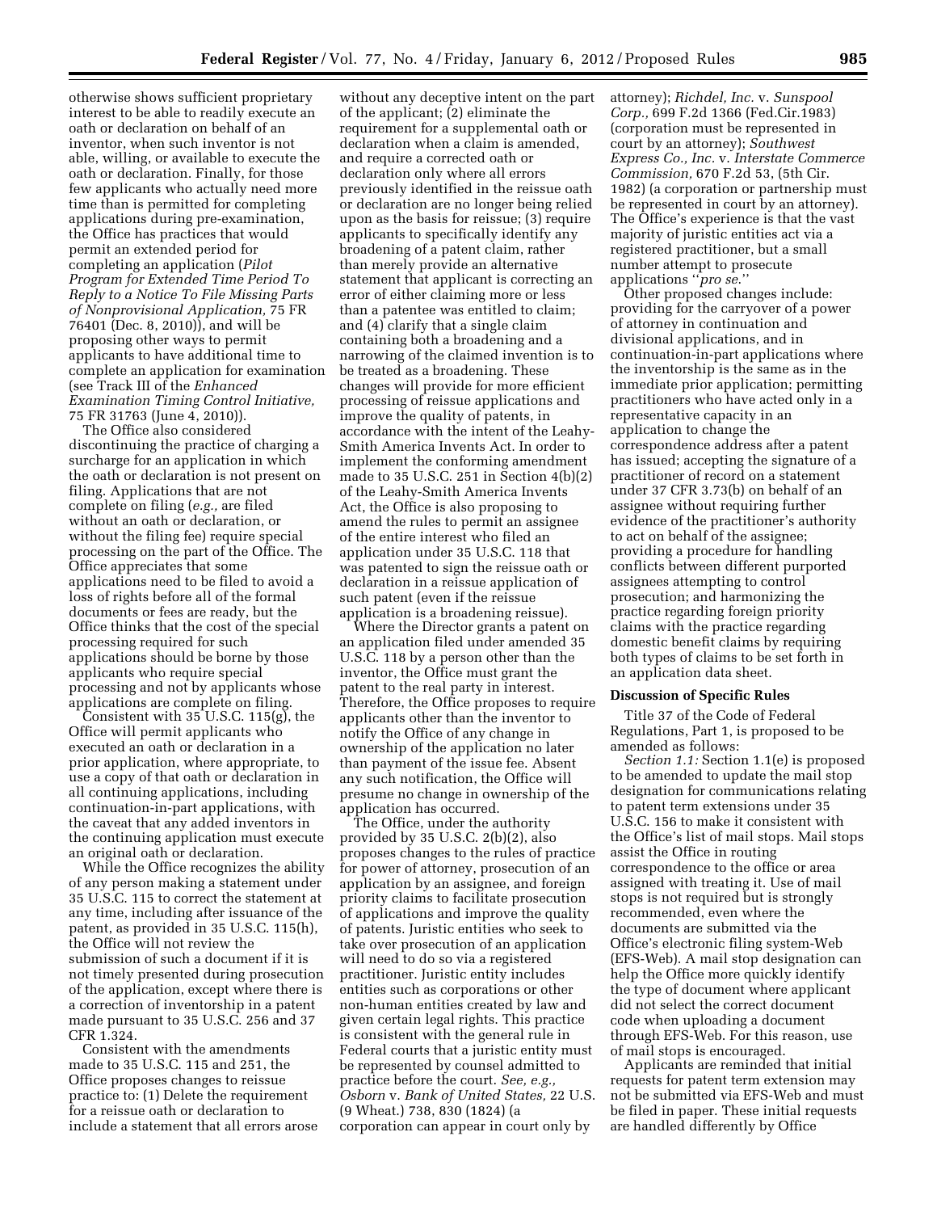otherwise shows sufficient proprietary interest to be able to readily execute an oath or declaration on behalf of an inventor, when such inventor is not able, willing, or available to execute the oath or declaration. Finally, for those few applicants who actually need more time than is permitted for completing applications during pre-examination, the Office has practices that would permit an extended period for completing an application (*Pilot Program for Extended Time Period To Reply to a Notice To File Missing Parts of Nonprovisional Application,* 75 FR 76401 (Dec. 8, 2010)), and will be proposing other ways to permit applicants to have additional time to complete an application for examination (see Track III of the *Enhanced Examination Timing Control Initiative,* 75 FR 31763 (June 4, 2010)).

The Office also considered discontinuing the practice of charging a surcharge for an application in which the oath or declaration is not present on filing. Applications that are not complete on filing (*e.g.,* are filed without an oath or declaration, or without the filing fee) require special processing on the part of the Office. The Office appreciates that some applications need to be filed to avoid a loss of rights before all of the formal documents or fees are ready, but the Office thinks that the cost of the special processing required for such applications should be borne by those applicants who require special processing and not by applicants whose applications are complete on filing.

Consistent with 35 U.S.C. 115(g), the Office will permit applicants who executed an oath or declaration in a prior application, where appropriate, to use a copy of that oath or declaration in all continuing applications, including continuation-in-part applications, with the caveat that any added inventors in the continuing application must execute an original oath or declaration.

While the Office recognizes the ability of any person making a statement under 35 U.S.C. 115 to correct the statement at any time, including after issuance of the patent, as provided in 35 U.S.C. 115(h), the Office will not review the submission of such a document if it is not timely presented during prosecution of the application, except where there is a correction of inventorship in a patent made pursuant to 35 U.S.C. 256 and 37 CFR 1.324.

Consistent with the amendments made to 35 U.S.C. 115 and 251, the Office proposes changes to reissue practice to: (1) Delete the requirement for a reissue oath or declaration to include a statement that all errors arose without any deceptive intent on the part of the applicant; (2) eliminate the requirement for a supplemental oath or declaration when a claim is amended, and require a corrected oath or declaration only where all errors previously identified in the reissue oath or declaration are no longer being relied upon as the basis for reissue; (3) require applicants to specifically identify any broadening of a patent claim, rather than merely provide an alternative statement that applicant is correcting an error of either claiming more or less than a patentee was entitled to claim; and (4) clarify that a single claim containing both a broadening and a narrowing of the claimed invention is to be treated as a broadening. These changes will provide for more efficient processing of reissue applications and improve the quality of patents, in accordance with the intent of the Leahy-Smith America Invents Act. In order to implement the conforming amendment made to 35 U.S.C. 251 in Section 4(b)(2) of the Leahy-Smith America Invents Act, the Office is also proposing to amend the rules to permit an assignee of the entire interest who filed an application under 35 U.S.C. 118 that was patented to sign the reissue oath or declaration in a reissue application of such patent (even if the reissue application is a broadening reissue).

Where the Director grants a patent on an application filed under amended 35 U.S.C. 118 by a person other than the inventor, the Office must grant the patent to the real party in interest. Therefore, the Office proposes to require applicants other than the inventor to notify the Office of any change in ownership of the application no later than payment of the issue fee. Absent any such notification, the Office will presume no change in ownership of the application has occurred.

The Office, under the authority provided by 35 U.S.C. 2(b)(2), also proposes changes to the rules of practice for power of attorney, prosecution of an application by an assignee, and foreign priority claims to facilitate prosecution of applications and improve the quality of patents. Juristic entities who seek to take over prosecution of an application will need to do so via a registered practitioner. Juristic entity includes entities such as corporations or other non-human entities created by law and given certain legal rights. This practice is consistent with the general rule in Federal courts that a juristic entity must be represented by counsel admitted to practice before the court. *See, e.g., Osborn* v. *Bank of United States,* 22 U.S. (9 Wheat.) 738, 830 (1824) (a corporation can appear in court only by attorney); *Richdel, Inc.* v. *Sunspool Corp.,* 699 F.2d 1366 (Fed.Cir.1983) (corporation must be represented in court by an attorney); *Southwest Express Co., Inc.* v. *Interstate Commerce Commission,* 670 F.2d 53, (5th Cir. 1982) (a corporation or partnership must be represented in court by an attorney). The Office's experience is that the vast majority of juristic entities act via a registered practitioner, but a small number attempt to prosecute applications "*pro se.*"

Other proposed changes include: providing for the carryover of a power of attorney in continuation and divisional applications, and in continuation-in-part applications where the inventorship is the same as in the immediate prior application; permitting practitioners who have acted only in a representative capacity in an application to change the correspondence address after a patent has issued; accepting the signature of a practitioner of record on a statement under 37 CFR 3.73(b) on behalf of an assignee without requiring further evidence of the practitioner's authority to act on behalf of the assignee; providing a procedure for handling conflicts between different purported assignees attempting to control prosecution; and harmonizing the practice regarding foreign priority claims with the practice regarding domestic benefit claims by requiring both types of claims to be set forth in an application data sheet.

## Discussion of Specific Rules

Title 37 of the Code of Federal Regulations, Part 1, is proposed to be amended as follows:

*Section 1.1:* Section 1.1(e) is proposed to be amended to update the mail stop designation for communications relating to patent term extensions under 35 U.S.C. 156 to make it consistent with the Office's list of mail stops. Mail stops assist the Office in routing correspondence to the office or area assigned with treating it. Use of mail stops is not required but is strongly recommended, even where the documents are submitted via the Office's electronic filing system-Web (EFS-Web). A mail stop designation can help the Office more quickly identify the type of document where applicant did not select the correct document code when uploading a document through EFS-Web. For this reason, use of mail stops is encouraged.

Applicants are reminded that initial requests for patent term extension may not be submitted via EFS-Web and must be filed in paper. These initial requests are handled differently by Office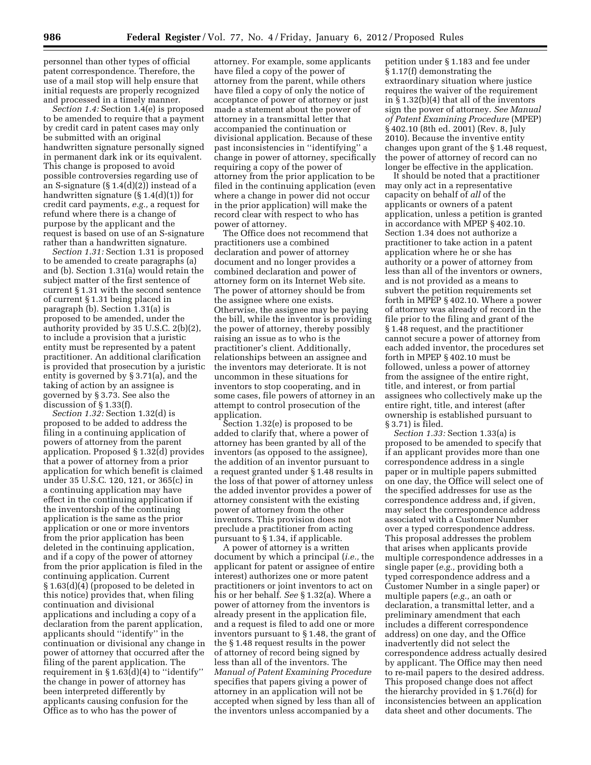personnel than other types of official patent correspondence. Therefore, the use of a mail stop will help ensure that initial requests are properly recognized and processed in a timely manner.

*Section 1.4:* Section 1.4(e) is proposed to be amended to require that a payment by credit card in patent cases may only be submitted with an original handwritten signature personally signed in permanent dark ink or its equivalent. This change is proposed to avoid possible controversies regarding use of an S-signature (§ 1.4(d)(2)) instead of a handwritten signature (§ 1.4(d)(1)) for credit card payments, *e.g.,* a request for refund where there is a change of purpose by the applicant and the request is based on use of an S-signature rather than a handwritten signature.

*Section 1.31:* Section 1.31 is proposed to be amended to create paragraphs (a) and (b). Section 1.31(a) would retain the subject matter of the first sentence of current § 1.31 with the second sentence of current § 1.31 being placed in paragraph (b). Section 1.31(a) is proposed to be amended, under the authority provided by 35 U.S.C. 2(b)(2), to include a provision that a juristic entity must be represented by a patent practitioner. An additional clarification is provided that prosecution by a juristic entity is governed by § 3.71(a), and the taking of action by an assignee is governed by § 3.73. See also the discussion of § 1.33(f).

*Section 1.32:* Section 1.32(d) is proposed to be added to address the filing in a continuing application of powers of attorney from the parent application. Proposed § 1.32(d) provides that a power of attorney from a prior application for which benefit is claimed under 35 U.S.C. 120, 121, or 365(c) in a continuing application may have effect in the continuing application if the inventorship of the continuing application is the same as the prior application or one or more inventors from the prior application has been deleted in the continuing application, and if a copy of the power of attorney from the prior application is filed in the continuing application. Current § 1.63(d)(4) (proposed to be deleted in this notice) provides that, when filing continuation and divisional applications and including a copy of a declaration from the parent application, applicants should ''identify'' in the continuation or divisional any change in power of attorney that occurred after the filing of the parent application. The requirement in § 1.63(d)(4) to ''identify'' the change in power of attorney has been interpreted differently by applicants causing confusion for the Office as to who has the power of attorney. For example, some applicants have filed a copy of the power of attorney from the parent, while others have filed a copy of only the notice of acceptance of power of attorney or just made a statement about the power of attorney in a transmittal letter that accompanied the continuation or divisional application. Because of these past inconsistencies in ''identifying'' a change in power of attorney, specifically requiring a copy of the power of attorney from the prior application to be filed in the continuing application (even where a change in power did not occur in the prior application) will make the record clear with respect to who has power of attorney.

The Office does not recommend that practitioners use a combined declaration and power of attorney document and no longer provides a combined declaration and power of attorney form on its Internet Web site. The power of attorney should be from the assignee where one exists. Otherwise, the assignee may be paying the bill, while the inventor is providing the power of attorney, thereby possibly raising an issue as to who is the practitioner's client. Additionally, relationships between an assignee and the inventors may deteriorate. It is not uncommon in these situations for inventors to stop cooperating, and in some cases, file powers of attorney in an attempt to control prosecution of the application.

Section 1.32(e) is proposed to be added to clarify that, where a power of attorney has been granted by all of the inventors (as opposed to the assignee), the addition of an inventor pursuant to a request granted under § 1.48 results in the loss of that power of attorney unless the added inventor provides a power of attorney consistent with the existing power of attorney from the other inventors. This provision does not preclude a practitioner from acting pursuant to § 1.34, if applicable.

A power of attorney is a written document by which a principal (*i.e.,* the applicant for patent or assignee of entire interest) authorizes one or more patent practitioners or joint inventors to act on his or her behalf. *See* § 1.32(a). Where a power of attorney from the inventors is already present in the application file, and a request is filed to add one or more inventors pursuant to § 1.48, the grant of the § 1.48 request results in the power of attorney of record being signed by less than all of the inventors. The *Manual of Patent Examining Procedure* specifies that papers giving a power of attorney in an application will not be accepted when signed by less than all of the inventors unless accompanied by a petition under § 1.183 and fee under § 1.17(f) demonstrating the extraordinary situation where justice requires the waiver of the requirement in § 1.32(b)(4) that all of the inventors sign the power of attorney. *See Manual of Patent Examining Procedure* (MPEP) § 402.10 (8th ed. 2001) (Rev. 8, July 2010). Because the inventive entity changes upon grant of the § 1.48 request, the power of attorney of record can no longer be effective in the application.

It should be noted that a practitioner may only act in a representative capacity on behalf of *all* of the applicants or owners of a patent application, unless a petition is granted in accordance with MPEP § 402.10. Section 1.34 does not authorize a practitioner to take action in a patent application where he or she has authority or a power of attorney from less than all of the inventors or owners, and is not provided as a means to subvert the petition requirements set forth in MPEP § 402.10. Where a power of attorney was already of record in the file prior to the filing and grant of the § 1.48 request, and the practitioner cannot secure a power of attorney from each added inventor, the procedures set forth in MPEP § 402.10 must be followed, unless a power of attorney from the assignee of the entire right, title, and interest, or from partial assignees who collectively make up the entire right, title, and interest (after ownership is established pursuant to § 3.71) is filed.

*Section 1.33:* Section 1.33(a) is proposed to be amended to specify that if an applicant provides more than one correspondence address in a single paper or in multiple papers submitted on one day, the Office will select one of the specified addresses for use as the correspondence address and, if given, may select the correspondence address associated with a Customer Number over a typed correspondence address. This proposal addresses the problem that arises when applicants provide multiple correspondence addresses in a single paper (*e.g.,* providing both a typed correspondence address and a Customer Number in a single paper) or multiple papers (*e.g.,* an oath or declaration, a transmittal letter, and a preliminary amendment that each includes a different correspondence address) on one day, and the Office inadvertently did not select the correspondence address actually desired by applicant. The Office may then need to re-mail papers to the desired address. This proposed change does not affect the hierarchy provided in § 1.76(d) for inconsistencies between an application data sheet and other documents. The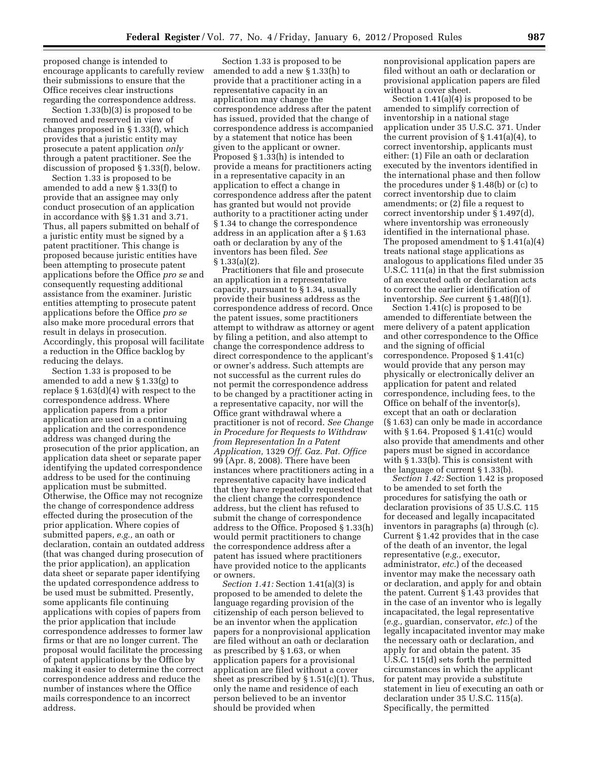proposed change is intended to encourage applicants to carefully review their submissions to ensure that the Office receives clear instructions regarding the correspondence address.

Section 1.33(b)(3) is proposed to be removed and reserved in view of changes proposed in § 1.33(f), which provides that a juristic entity may prosecute a patent application *only* through a patent practitioner. See the discussion of proposed § 1.33(f), below.

Section 1.33 is proposed to be amended to add a new § 1.33(f) to provide that an assignee may only conduct prosecution of an application in accordance with §§ 1.31 and 3.71. Thus, all papers submitted on behalf of a juristic entity must be signed by a patent practitioner. This change is proposed because juristic entities have been attempting to prosecute patent applications before the Office *pro se* and consequently requesting additional assistance from the examiner. Juristic entities attempting to prosecute patent applications before the Office *pro se* also make more procedural errors that result in delays in prosecution. Accordingly, this proposal will facilitate a reduction in the Office backlog by reducing the delays.

Section 1.33 is proposed to be amended to add a new § 1.33(g) to replace § 1.63(d)(4) with respect to the correspondence address. Where application papers from a prior application are used in a continuing application and the correspondence address was changed during the prosecution of the prior application, an application data sheet or separate paper identifying the updated correspondence address to be used for the continuing application must be submitted. Otherwise, the Office may not recognize the change of correspondence address effected during the prosecution of the prior application. Where copies of submitted papers, *e.g.,* an oath or declaration, contain an outdated address (that was changed during prosecution of the prior application), an application data sheet or separate paper identifying the updated correspondence address to be used must be submitted. Presently, some applicants file continuing applications with copies of papers from the prior application that include correspondence addresses to former law firms or that are no longer current. The proposal would facilitate the processing of patent applications by the Office by making it easier to determine the correct correspondence address and reduce the number of instances where the Office mails correspondence to an incorrect address.

Section 1.33 is proposed to be amended to add a new § 1.33(h) to provide that a practitioner acting in a representative capacity in an application may change the correspondence address after the patent has issued, provided that the change of correspondence address is accompanied by a statement that notice has been given to the applicant or owner. Proposed § 1.33(h) is intended to provide a means for practitioners acting in a representative capacity in an application to effect a change in correspondence address after the patent has granted but would not provide authority to a practitioner acting under § 1.34 to change the correspondence address in an application after a § 1.63 oath or declaration by any of the inventors has been filed. *See* § 1.33(a)(2).

Practitioners that file and prosecute an application in a representative capacity, pursuant to § 1.34, usually provide their business address as the correspondence address of record. Once the patent issues, some practitioners attempt to withdraw as attorney or agent by filing a petition, and also attempt to change the correspondence address to direct correspondence to the applicant's or owner's address. Such attempts are not successful as the current rules do not permit the correspondence address to be changed by a practitioner acting in a representative capacity, nor will the Office grant withdrawal where a practitioner is not of record. *See Change in Procedure for Requests to Withdraw from Representation In a Patent Application,* 1329 *Off. Gaz. Pat. Office* 99 (Apr. 8, 2008). There have been instances where practitioners acting in a representative capacity have indicated that they have repeatedly requested that the client change the correspondence address, but the client has refused to submit the change of correspondence address to the Office. Proposed § 1.33(h) would permit practitioners to change the correspondence address after a patent has issued where practitioners have provided notice to the applicants or owners.

*Section 1.41:* Section 1.41(a)(3) is proposed to be amended to delete the language regarding provision of the citizenship of each person believed to be an inventor when the application papers for a nonprovisional application are filed without an oath or declaration as prescribed by § 1.63, or when application papers for a provisional application are filed without a cover sheet as prescribed by § 1.51(c)(1). Thus, only the name and residence of each person believed to be an inventor should be provided when nonprovisional application papers are filed without an oath or declaration or provisional application papers are filed without a cover sheet.

Section 1.41(a)(4) is proposed to be amended to simplify correction of inventorship in a national stage application under 35 U.S.C. 371. Under the current provision of § 1.41(a)(4), to correct inventorship, applicants must either: (1) File an oath or declaration executed by the inventors identified in the international phase and then follow the procedures under § 1.48(b) or (c) to correct inventorship due to claim amendments; or (2) file a request to correct inventorship under § 1.497(d), where inventorship was erroneously identified in the international phase. The proposed amendment to § 1.41(a)(4) treats national stage applications as analogous to applications filed under 35 U.S.C. 111(a) in that the first submission of an executed oath or declaration acts to correct the earlier identification of inventorship. *See* current § 1.48(f)(1).

Section 1.41(c) is proposed to be amended to differentiate between the mere delivery of a patent application and other correspondence to the Office and the signing of official correspondence. Proposed § 1.41(c) would provide that any person may physically or electronically deliver an application for patent and related correspondence, including fees, to the Office on behalf of the inventor(s), except that an oath or declaration (§ 1.63) can only be made in accordance with § 1.64. Proposed § 1.41(c) would also provide that amendments and other papers must be signed in accordance with § 1.33(b). This is consistent with the language of current § 1.33(b).

*Section 1.42:* Section 1.42 is proposed to be amended to set forth the procedures for satisfying the oath or declaration provisions of 35 U.S.C. 115 for deceased and legally incapacitated inventors in paragraphs (a) through (c). Current § 1.42 provides that in the case of the death of an inventor, the legal representative (*e.g.,* executor, administrator, *etc.*) of the deceased inventor may make the necessary oath or declaration, and apply for and obtain the patent. Current § 1.43 provides that in the case of an inventor who is legally incapacitated, the legal representative (*e.g.,* guardian, conservator, *etc.*) of the legally incapacitated inventor may make the necessary oath or declaration, and apply for and obtain the patent. 35 U.S.C. 115(d) sets forth the permitted circumstances in which the applicant for patent may provide a substitute statement in lieu of executing an oath or declaration under 35 U.S.C. 115(a). Specifically, the permitted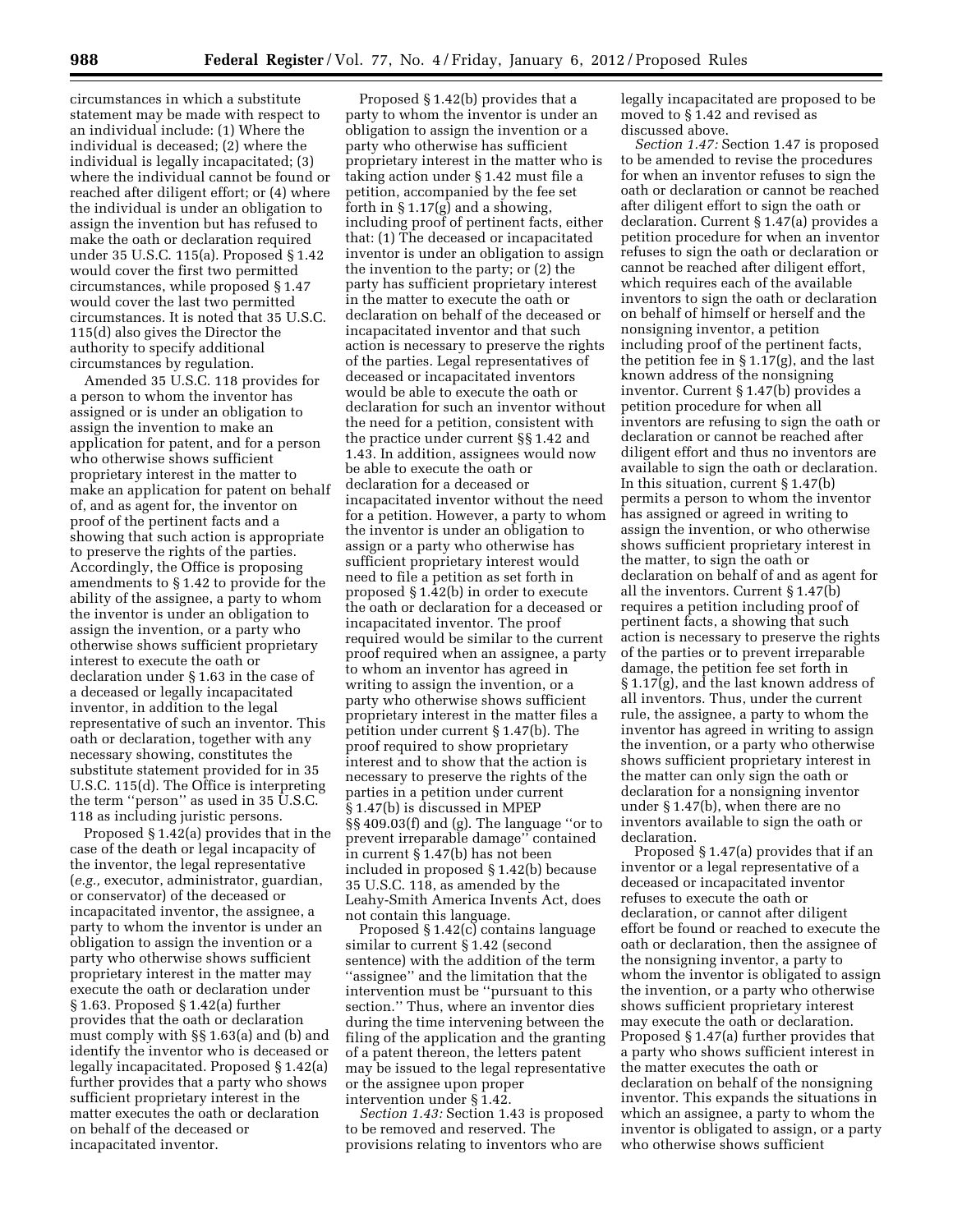circumstances in which a substitute statement may be made with respect to an individual include: (1) Where the individual is deceased; (2) where the individual is legally incapacitated; (3) where the individual cannot be found or reached after diligent effort; or (4) where the individual is under an obligation to assign the invention but has refused to make the oath or declaration required under 35 U.S.C. 115(a). Proposed § 1.42 would cover the first two permitted circumstances, while proposed § 1.47 would cover the last two permitted circumstances. It is noted that 35 U.S.C. 115(d) also gives the Director the authority to specify additional circumstances by regulation.

Amended 35 U.S.C. 118 provides for a person to whom the inventor has assigned or is under an obligation to assign the invention to make an application for patent, and for a person who otherwise shows sufficient proprietary interest in the matter to make an application for patent on behalf of, and as agent for, the inventor on proof of the pertinent facts and a showing that such action is appropriate to preserve the rights of the parties. Accordingly, the Office is proposing amendments to § 1.42 to provide for the ability of the assignee, a party to whom the inventor is under an obligation to assign the invention, or a party who otherwise shows sufficient proprietary interest to execute the oath or declaration under § 1.63 in the case of a deceased or legally incapacitated inventor, in addition to the legal representative of such an inventor. This oath or declaration, together with any necessary showing, constitutes the substitute statement provided for in 35 U.S.C. 115(d). The Office is interpreting the term ''person'' as used in 35 U.S.C. 118 as including juristic persons.

Proposed § 1.42(a) provides that in the case of the death or legal incapacity of the inventor, the legal representative (*e.g.,* executor, administrator, guardian, or conservator) of the deceased or incapacitated inventor, the assignee, a party to whom the inventor is under an obligation to assign the invention or a party who otherwise shows sufficient proprietary interest in the matter may execute the oath or declaration under § 1.63. Proposed § 1.42(a) further provides that the oath or declaration must comply with §§ 1.63(a) and (b) and identify the inventor who is deceased or legally incapacitated. Proposed § 1.42(a) further provides that a party who shows sufficient proprietary interest in the matter executes the oath or declaration on behalf of the deceased or incapacitated inventor.

Proposed § 1.42(b) provides that a party to whom the inventor is under an obligation to assign the invention or a party who otherwise has sufficient proprietary interest in the matter who is taking action under § 1.42 must file a petition, accompanied by the fee set forth in § 1.17(g) and a showing, including proof of pertinent facts, either that: (1) The deceased or incapacitated inventor is under an obligation to assign the invention to the party; or (2) the party has sufficient proprietary interest in the matter to execute the oath or declaration on behalf of the deceased or incapacitated inventor and that such action is necessary to preserve the rights of the parties. Legal representatives of deceased or incapacitated inventors would be able to execute the oath or declaration for such an inventor without the need for a petition, consistent with the practice under current §§ 1.42 and 1.43. In addition, assignees would now be able to execute the oath or declaration for a deceased or incapacitated inventor without the need for a petition. However, a party to whom the inventor is under an obligation to assign or a party who otherwise has sufficient proprietary interest would need to file a petition as set forth in proposed § 1.42(b) in order to execute the oath or declaration for a deceased or incapacitated inventor. The proof required would be similar to the current proof required when an assignee, a party to whom an inventor has agreed in writing to assign the invention, or a party who otherwise shows sufficient proprietary interest in the matter files a petition under current § 1.47(b). The proof required to show proprietary interest and to show that the action is necessary to preserve the rights of the parties in a petition under current § 1.47(b) is discussed in MPEP §§ 409.03(f) and (g). The language ''or to prevent irreparable damage'' contained in current § 1.47(b) has not been included in proposed § 1.42(b) because 35 U.S.C. 118, as amended by the Leahy-Smith America Invents Act, does not contain this language.

Proposed § 1.42(c) contains language similar to current § 1.42 (second sentence) with the addition of the term ''assignee'' and the limitation that the intervention must be ''pursuant to this section.'' Thus, where an inventor dies during the time intervening between the filing of the application and the granting of a patent thereon, the letters patent may be issued to the legal representative or the assignee upon proper intervention under § 1.42.

*Section 1.43:* Section 1.43 is proposed to be removed and reserved. The provisions relating to inventors who are legally incapacitated are proposed to be moved to § 1.42 and revised as discussed above.

*Section 1.47:* Section 1.47 is proposed to be amended to revise the procedures for when an inventor refuses to sign the oath or declaration or cannot be reached after diligent effort to sign the oath or declaration. Current § 1.47(a) provides a petition procedure for when an inventor refuses to sign the oath or declaration or cannot be reached after diligent effort, which requires each of the available inventors to sign the oath or declaration on behalf of himself or herself and the nonsigning inventor, a petition including proof of the pertinent facts, the petition fee in § 1.17(g), and the last known address of the nonsigning inventor. Current § 1.47(b) provides a petition procedure for when all inventors are refusing to sign the oath or declaration or cannot be reached after diligent effort and thus no inventors are available to sign the oath or declaration. In this situation, current § 1.47(b) permits a person to whom the inventor has assigned or agreed in writing to assign the invention, or who otherwise shows sufficient proprietary interest in the matter, to sign the oath or declaration on behalf of and as agent for all the inventors. Current § 1.47(b) requires a petition including proof of pertinent facts, a showing that such action is necessary to preserve the rights of the parties or to prevent irreparable damage, the petition fee set forth in § 1.17(g), and the last known address of all inventors. Thus, under the current rule, the assignee, a party to whom the inventor has agreed in writing to assign the invention, or a party who otherwise shows sufficient proprietary interest in the matter can only sign the oath or declaration for a nonsigning inventor under § 1.47(b), when there are no inventors available to sign the oath or declaration.

Proposed § 1.47(a) provides that if an inventor or a legal representative of a deceased or incapacitated inventor refuses to execute the oath or declaration, or cannot after diligent effort be found or reached to execute the oath or declaration, then the assignee of the nonsigning inventor, a party to whom the inventor is obligated to assign the invention, or a party who otherwise shows sufficient proprietary interest may execute the oath or declaration. Proposed § 1.47(a) further provides that a party who shows sufficient interest in the matter executes the oath or declaration on behalf of the nonsigning inventor. This expands the situations in which an assignee, a party to whom the inventor is obligated to assign, or a party who otherwise shows sufficient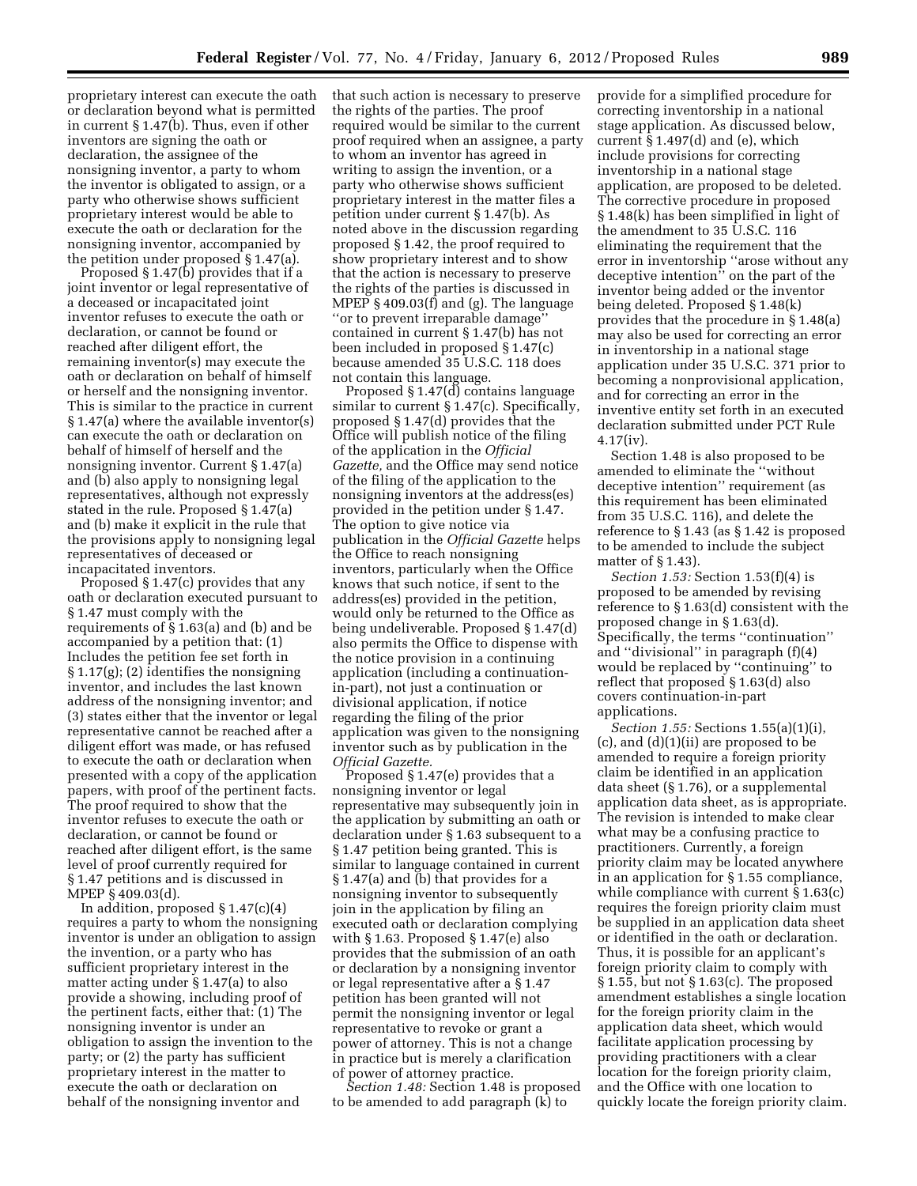proprietary interest can execute the oath or declaration beyond what is permitted in current § 1.47(b). Thus, even if other inventors are signing the oath or declaration, the assignee of the nonsigning inventor, a party to whom the inventor is obligated to assign, or a party who otherwise shows sufficient proprietary interest would be able to execute the oath or declaration for the nonsigning inventor, accompanied by the petition under proposed § 1.47(a).

Proposed § 1.47(b) provides that if a joint inventor or legal representative of a deceased or incapacitated joint inventor refuses to execute the oath or declaration, or cannot be found or reached after diligent effort, the remaining inventor(s) may execute the oath or declaration on behalf of himself or herself and the nonsigning inventor. This is similar to the practice in current § 1.47(a) where the available inventor(s) can execute the oath or declaration on behalf of himself or herself and the nonsigning inventor. Current § 1.47(a) and (b) also apply to nonsigning legal representatives, although not expressly stated in the rule. Proposed § 1.47(a) and (b) make it explicit in the rule that the provisions apply to nonsigning legal representatives of deceased or incapacitated inventors.

Proposed § 1.47(c) provides that any oath or declaration executed pursuant to § 1.47 must comply with the requirements of § 1.63(a) and (b) and be accompanied by a petition that: (1) Includes the petition fee set forth in § 1.17(g); (2) identifies the nonsigning inventor, and includes the last known address of the nonsigning inventor; and (3) states either that the inventor or legal representative cannot be reached after a diligent effort was made, or has refused to execute the oath or declaration when presented with a copy of the application papers, with proof of the pertinent facts. The proof required to show that the inventor refuses to execute the oath or declaration, or cannot be found or reached after diligent effort, is the same level of proof currently required for § 1.47 petitions and is discussed in MPEP § 409.03(d).

In addition, proposed § 1.47(c)(4) requires a party to whom the nonsigning inventor is under an obligation to assign the invention, or a party who has sufficient proprietary interest in the matter acting under § 1.47(a) to also provide a showing, including proof of the pertinent facts, either that: (1) The nonsigning inventor is under an obligation to assign the invention to the party; or (2) the party has sufficient proprietary interest in the matter to execute the oath or declaration on behalf of the nonsigning inventor and that such action is necessary to preserve the rights of the parties. The proof required would be similar to the current proof required when an assignee, a party to whom an inventor has agreed in writing to assign the invention, or a party who otherwise shows sufficient proprietary interest in the matter files a petition under current § 1.47(b). As noted above in the discussion regarding proposed § 1.42, the proof required to show proprietary interest and to show that the action is necessary to preserve the rights of the parties is discussed in MPEP § 409.03(f) and (g). The language ''or to prevent irreparable damage'' contained in current § 1.47(b) has not been included in proposed § 1.47(c) because amended 35 U.S.C. 118 does not contain this language.

Proposed § 1.47(d) contains language similar to current § 1.47(c). Specifically, proposed § 1.47(d) provides that the Office will publish notice of the filing of the application in the *Official Gazette,* and the Office may send notice of the filing of the application to the nonsigning inventors at the address(es) provided in the petition under § 1.47. The option to give notice via publication in the *Official Gazette* helps the Office to reach nonsigning inventors, particularly when the Office knows that such notice, if sent to the address(es) provided in the petition, would only be returned to the Office as being undeliverable. Proposed § 1.47(d) also permits the Office to dispense with the notice provision in a continuing application (including a continuation-in-part), not just a continuation or divisional application, if notice regarding the filing of the prior application was given to the nonsigning inventor such as by publication in the *Official Gazette.*

Proposed § 1.47(e) provides that a nonsigning inventor or legal representative may subsequently join in the application by submitting an oath or declaration under § 1.63 subsequent to a § 1.47 petition being granted. This is similar to language contained in current § 1.47(a) and (b) that provides for a nonsigning inventor to subsequently join in the application by filing an executed oath or declaration complying with § 1.63. Proposed § 1.47(e) also provides that the submission of an oath or declaration by a nonsigning inventor or legal representative after a § 1.47 petition has been granted will not permit the nonsigning inventor or legal representative to revoke or grant a power of attorney. This is not a change in practice but is merely a clarification of power of attorney practice.

*Section 1.48:* Section 1.48 is proposed to be amended to add paragraph (k) to provide for a simplified procedure for correcting inventorship in a national stage application. As discussed below, current § 1.497(d) and (e), which include provisions for correcting inventorship in a national stage application, are proposed to be deleted. The corrective procedure in proposed § 1.48(k) has been simplified in light of the amendment to 35 U.S.C. 116 eliminating the requirement that the error in inventorship ''arose without any deceptive intention'' on the part of the inventor being added or the inventor being deleted. Proposed § 1.48(k) provides that the procedure in § 1.48(a) may also be used for correcting an error in inventorship in a national stage application under 35 U.S.C. 371 prior to becoming a nonprovisional application, and for correcting an error in the inventive entity set forth in an executed declaration submitted under PCT Rule 4.17(iv).

Section 1.48 is also proposed to be amended to eliminate the ''without deceptive intention'' requirement (as this requirement has been eliminated from 35 U.S.C. 116), and delete the reference to § 1.43 (as § 1.42 is proposed to be amended to include the subject matter of § 1.43).

*Section 1.53:* Section 1.53(f)(4) is proposed to be amended by revising reference to § 1.63(d) consistent with the proposed change in § 1.63(d). Specifically, the terms ''continuation'' and ''divisional'' in paragraph (f)(4) would be replaced by ''continuing'' to reflect that proposed § 1.63(d) also covers continuation-in-part applications.

*Section 1.55:* Sections 1.55(a)(1)(i), (c), and (d)(1)(ii) are proposed to be amended to require a foreign priority claim be identified in an application data sheet (§ 1.76), or a supplemental application data sheet, as is appropriate. The revision is intended to make clear what may be a confusing practice to practitioners. Currently, a foreign priority claim may be located anywhere in an application for § 1.55 compliance, while compliance with current § 1.63(c) requires the foreign priority claim must be supplied in an application data sheet or identified in the oath or declaration. Thus, it is possible for an applicant's foreign priority claim to comply with § 1.55, but not § 1.63(c). The proposed amendment establishes a single location for the foreign priority claim in the application data sheet, which would facilitate application processing by providing practitioners with a clear location for the foreign priority claim, and the Office with one location to quickly locate the foreign priority claim.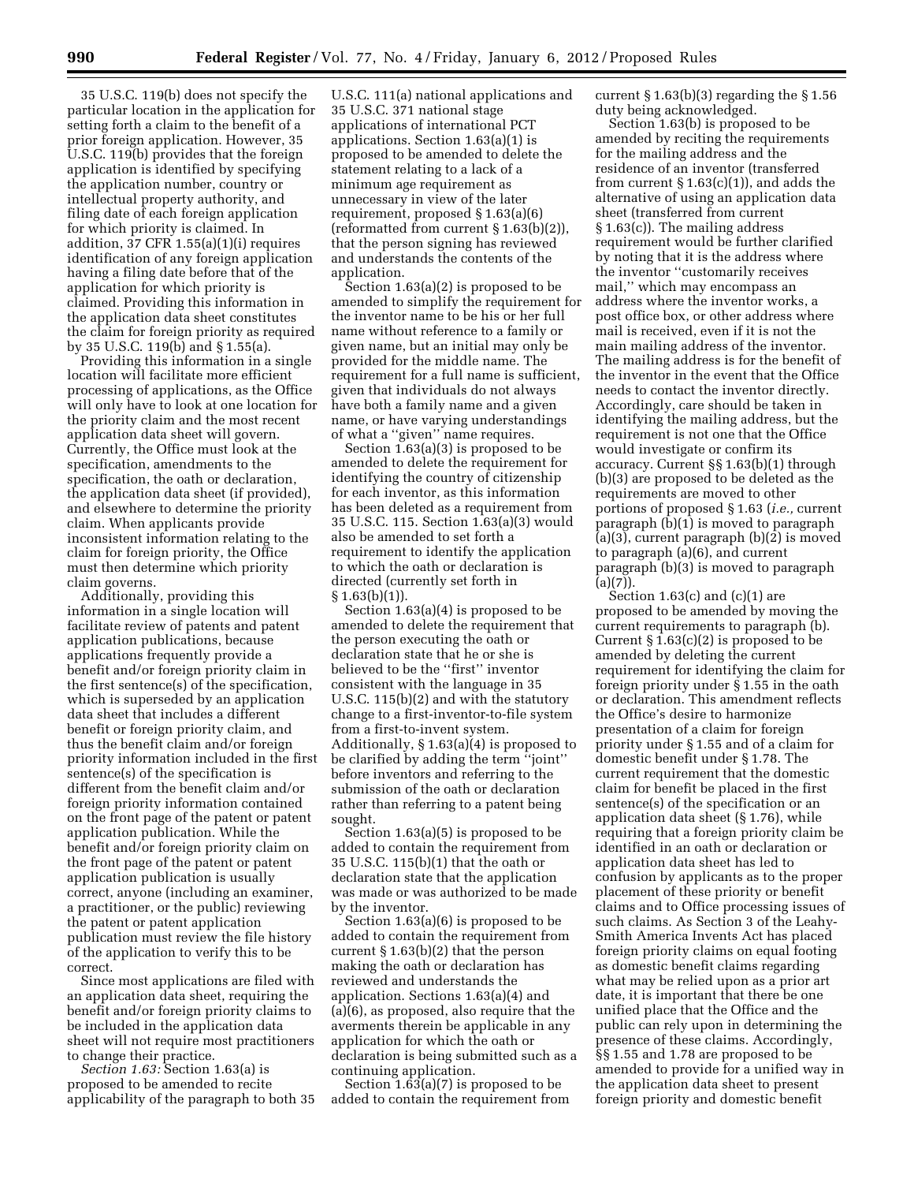35 U.S.C. 119(b) does not specify the particular location in the application for setting forth a claim to the benefit of a prior foreign application. However, 35 U.S.C. 119(b) provides that the foreign application is identified by specifying the application number, country or intellectual property authority, and filing date of each foreign application for which priority is claimed. In addition, 37 CFR 1.55(a)(1)(i) requires identification of any foreign application having a filing date before that of the application for which priority is claimed. Providing this information in the application data sheet constitutes the claim for foreign priority as required by 35 U.S.C. 119(b) and § 1.55(a).

Providing this information in a single location will facilitate more efficient processing of applications, as the Office will only have to look at one location for the priority claim and the most recent application data sheet will govern. Currently, the Office must look at the specification, amendments to the specification, the oath or declaration, the application data sheet (if provided), and elsewhere to determine the priority claim. When applicants provide inconsistent information relating to the claim for foreign priority, the Office must then determine which priority claim governs.

Additionally, providing this information in a single location will facilitate review of patents and patent application publications, because applications frequently provide a benefit and/or foreign priority claim in the first sentence(s) of the specification, which is superseded by an application data sheet that includes a different benefit or foreign priority claim, and thus the benefit claim and/or foreign priority information included in the first sentence(s) of the specification is different from the benefit claim and/or foreign priority information contained on the front page of the patent or patent application publication. While the benefit and/or foreign priority claim on the front page of the patent or patent application publication is usually correct, anyone (including an examiner, a practitioner, or the public) reviewing the patent or patent application publication must review the file history of the application to verify this to be correct.

Since most applications are filed with an application data sheet, requiring the benefit and/or foreign priority claims to be included in the application data sheet will not require most practitioners to change their practice.

*Section 1.63:* Section 1.63(a) is proposed to be amended to recite applicability of the paragraph to both 35 U.S.C. 111(a) national applications and 35 U.S.C. 371 national stage applications of international PCT applications. Section 1.63(a)(1) is proposed to be amended to delete the statement relating to a lack of a minimum age requirement as unnecessary in view of the later requirement, proposed § 1.63(a)(6) (reformatted from current § 1.63(b)(2)), that the person signing has reviewed and understands the contents of the application.

Section 1.63(a)(2) is proposed to be amended to simplify the requirement for the inventor name to be his or her full name without reference to a family or given name, but an initial may only be provided for the middle name. The requirement for a full name is sufficient, given that individuals do not always have both a family name and a given name, or have varying understandings of what a ''given'' name requires.

Section 1.63(a)(3) is proposed to be amended to delete the requirement for identifying the country of citizenship for each inventor, as this information has been deleted as a requirement from 35 U.S.C. 115. Section 1.63(a)(3) would also be amended to set forth a requirement to identify the application to which the oath or declaration is directed (currently set forth in § 1.63(b)(1)).

Section 1.63(a)(4) is proposed to be amended to delete the requirement that the person executing the oath or declaration state that he or she is believed to be the ''first'' inventor consistent with the language in 35 U.S.C. 115(b)(2) and with the statutory change to a first-inventor-to-file system from a first-to-invent system. Additionally, § 1.63(a)(4) is proposed to be clarified by adding the term ''joint'' before inventors and referring to the submission of the oath or declaration rather than referring to a patent being sought.

Section 1.63(a)(5) is proposed to be added to contain the requirement from 35 U.S.C. 115(b)(1) that the oath or declaration state that the application was made or was authorized to be made by the inventor.

Section 1.63(a)(6) is proposed to be added to contain the requirement from current § 1.63(b)(2) that the person making the oath or declaration has reviewed and understands the application. Sections 1.63(a)(4) and (a)(6), as proposed, also require that the averments therein be applicable in any application for which the oath or declaration is being submitted such as a continuing application.

Section 1.63(a)(7) is proposed to be added to contain the requirement from current § 1.63(b)(3) regarding the § 1.56 duty being acknowledged.

Section 1.63(b) is proposed to be amended by reciting the requirements for the mailing address and the residence of an inventor (transferred from current § 1.63(c)(1)), and adds the alternative of using an application data sheet (transferred from current § 1.63(c)). The mailing address requirement would be further clarified by noting that it is the address where the inventor ''customarily receives mail,'' which may encompass an address where the inventor works, a post office box, or other address where mail is received, even if it is not the main mailing address of the inventor. The mailing address is for the benefit of the inventor in the event that the Office needs to contact the inventor directly. Accordingly, care should be taken in identifying the mailing address, but the requirement is not one that the Office would investigate or confirm its accuracy. Current §§ 1.63(b)(1) through (b)(3) are proposed to be deleted as the requirements are moved to other portions of proposed § 1.63 (*i.e.,* current paragraph (b)(1) is moved to paragraph (a)(3), current paragraph (b)(2) is moved to paragraph (a)(6), and current paragraph (b)(3) is moved to paragraph (a)(7)).

Section 1.63(c) and (c)(1) are proposed to be amended by moving the current requirements to paragraph (b). Current § 1.63(c)(2) is proposed to be amended by deleting the current requirement for identifying the claim for foreign priority under § 1.55 in the oath or declaration. This amendment reflects the Office's desire to harmonize presentation of a claim for foreign priority under § 1.55 and of a claim for domestic benefit under § 1.78. The current requirement that the domestic claim for benefit be placed in the first sentence(s) of the specification or an application data sheet (§ 1.76), while requiring that a foreign priority claim be identified in an oath or declaration or application data sheet has led to confusion by applicants as to the proper placement of these priority or benefit claims and to Office processing issues of such claims. As Section 3 of the Leahy-Smith America Invents Act has placed foreign priority claims on equal footing as domestic benefit claims regarding what may be relied upon as a prior art date, it is important that there be one unified place that the Office and the public can rely upon in determining the presence of these claims. Accordingly, §§ 1.55 and 1.78 are proposed to be amended to provide for a unified way in the application data sheet to present foreign priority and domestic benefit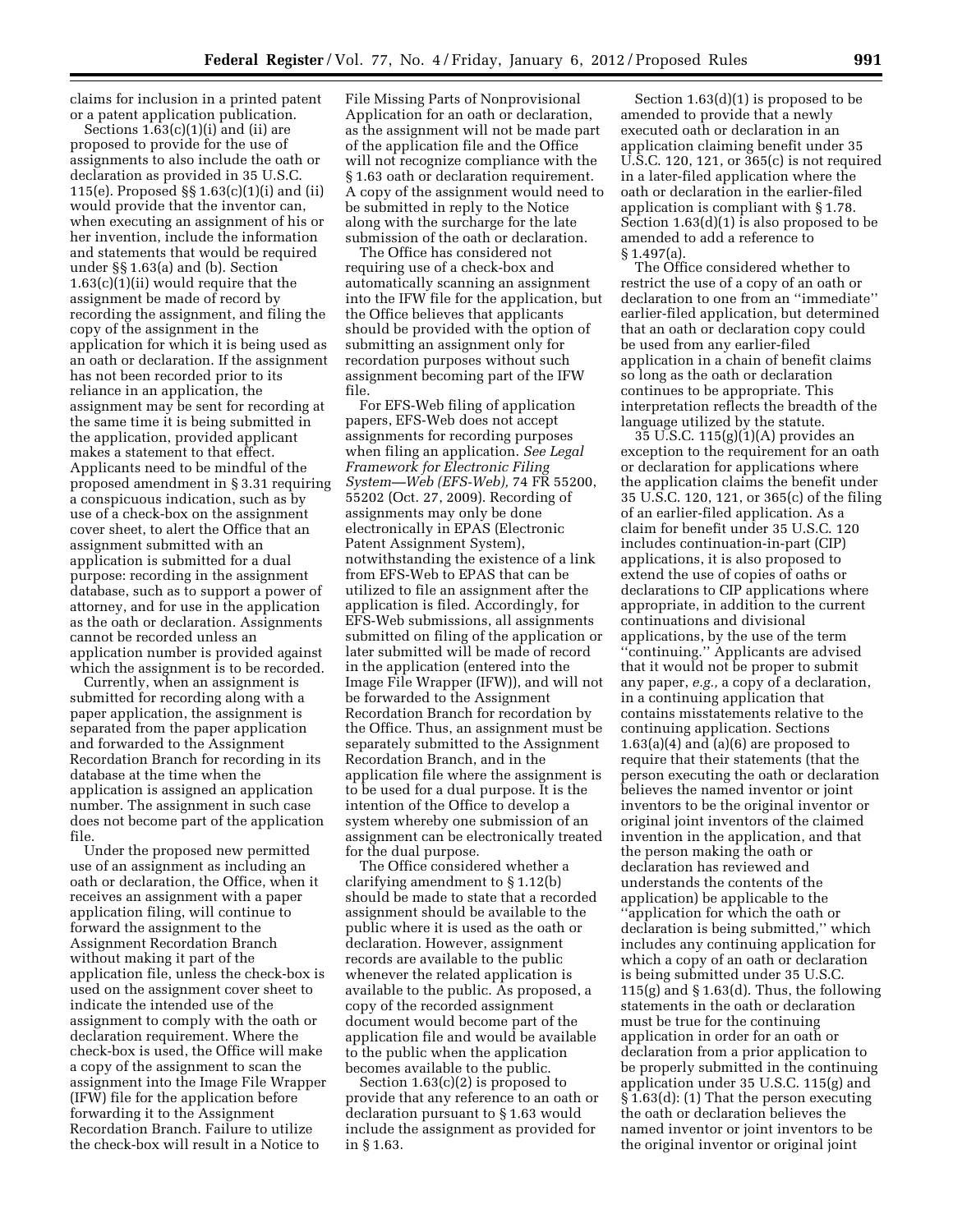claims for inclusion in a printed patent or a patent application publication.

Sections 1.63(c)(1)(i) and (ii) are proposed to provide for the use of assignments to also include the oath or declaration as provided in 35 U.S.C. 115(e). Proposed §§ 1.63(c)(1)(i) and (ii) would provide that the inventor can, when executing an assignment of his or her invention, include the information and statements that would be required under §§ 1.63(a) and (b). Section 1.63(c)(1)(ii) would require that the assignment be made of record by recording the assignment, and filing the copy of the assignment in the application for which it is being used as an oath or declaration. If the assignment has not been recorded prior to its reliance in an application, the assignment may be sent for recording at the same time it is being submitted in the application, provided applicant makes a statement to that effect. Applicants need to be mindful of the proposed amendment in § 3.31 requiring a conspicuous indication, such as by use of a check-box on the assignment cover sheet, to alert the Office that an assignment submitted with an application is submitted for a dual purpose: recording in the assignment database, such as to support a power of attorney, and for use in the application as the oath or declaration. Assignments cannot be recorded unless an application number is provided against which the assignment is to be recorded.

Currently, when an assignment is submitted for recording along with a paper application, the assignment is separated from the paper application and forwarded to the Assignment Recordation Branch for recording in its database at the time when the application is assigned an application number. The assignment in such case does not become part of the application file.

Under the proposed new permitted use of an assignment as including an oath or declaration, the Office, when it receives an assignment with a paper application filing, will continue to forward the assignment to the Assignment Recordation Branch without making it part of the application file, unless the check-box is used on the assignment cover sheet to indicate the intended use of the assignment to comply with the oath or declaration requirement. Where the check-box is used, the Office will make a copy of the assignment to scan the assignment into the Image File Wrapper (IFW) file for the application before forwarding it to the Assignment Recordation Branch. Failure to utilize the check-box will result in a Notice to File Missing Parts of Nonprovisional Application for an oath or declaration, as the assignment will not be made part of the application file and the Office will not recognize compliance with the § 1.63 oath or declaration requirement. A copy of the assignment would need to be submitted in reply to the Notice along with the surcharge for the late submission of the oath or declaration.

The Office has considered not requiring use of a check-box and automatically scanning an assignment into the IFW file for the application, but the Office believes that applicants should be provided with the option of submitting an assignment only for recordation purposes without such assignment becoming part of the IFW file.

For EFS-Web filing of application papers, EFS-Web does not accept assignments for recording purposes when filing an application. *See Legal Framework for Electronic Filing System—Web (EFS-Web),* 74 FR 55200, 55202 (Oct. 27, 2009). Recording of assignments may only be done electronically in EPAS (Electronic Patent Assignment System), notwithstanding the existence of a link from EFS-Web to EPAS that can be utilized to file an assignment after the application is filed. Accordingly, for EFS-Web submissions, all assignments submitted on filing of the application or later submitted will be made of record in the application (entered into the Image File Wrapper (IFW)), and will not be forwarded to the Assignment Recordation Branch for recordation by the Office. Thus, an assignment must be separately submitted to the Assignment Recordation Branch, and in the application file where the assignment is to be used for a dual purpose. It is the intention of the Office to develop a system whereby one submission of an assignment can be electronically treated for the dual purpose.

The Office considered whether a clarifying amendment to § 1.12(b) should be made to state that a recorded assignment should be available to the public where it is used as the oath or declaration. However, assignment records are available to the public whenever the related application is available to the public. As proposed, a copy of the recorded assignment document would become part of the application file and would be available to the public when the application becomes available to the public.

Section 1.63(c)(2) is proposed to provide that any reference to an oath or declaration pursuant to § 1.63 would include the assignment as provided for in § 1.63.

Section 1.63(d)(1) is proposed to be amended to provide that a newly executed oath or declaration in an application claiming benefit under 35 U.S.C. 120, 121, or 365(c) is not required in a later-filed application where the oath or declaration in the earlier-filed application is compliant with § 1.78. Section 1.63(d)(1) is also proposed to be amended to add a reference to § 1.497(a).

The Office considered whether to restrict the use of a copy of an oath or declaration to one from an "immediate" earlier-filed application, but determined that an oath or declaration copy could be used from any earlier-filed application in a chain of benefit claims so long as the oath or declaration continues to be appropriate. This interpretation reflects the breadth of the language utilized by the statute.

35 U.S.C. 115(g)(1)(A) provides an exception to the requirement for an oath or declaration for applications where the application claims the benefit under 35 U.S.C. 120, 121, or 365(c) of the filing of an earlier-filed application. As a claim for benefit under 35 U.S.C. 120 includes continuation-in-part (CIP) applications, it is also proposed to extend the use of copies of oaths or declarations to CIP applications where appropriate, in addition to the current continuations and divisional applications, by the use of the term "continuing." Applicants are advised that it would not be proper to submit any paper, *e.g.,* a copy of a declaration, in a continuing application that contains misstatements relative to the continuing application. Sections 1.63(a)(4) and (a)(6) are proposed to require that their statements (that the person executing the oath or declaration believes the named inventor or joint inventors to be the original inventor or original joint inventors of the claimed invention in the application, and that the person making the oath or declaration has reviewed and understands the contents of the application) be applicable to the "application for which the oath or declaration is being submitted," which includes any continuing application for which a copy of an oath or declaration is being submitted under 35 U.S.C. 115(g) and § 1.63(d). Thus, the following statements in the oath or declaration must be true for the continuing application in order for an oath or declaration from a prior application to be properly submitted in the continuing application under 35 U.S.C. 115(g) and § 1.63(d): (1) That the person executing the oath or declaration believes the named inventor or joint inventors to be the original inventor or original joint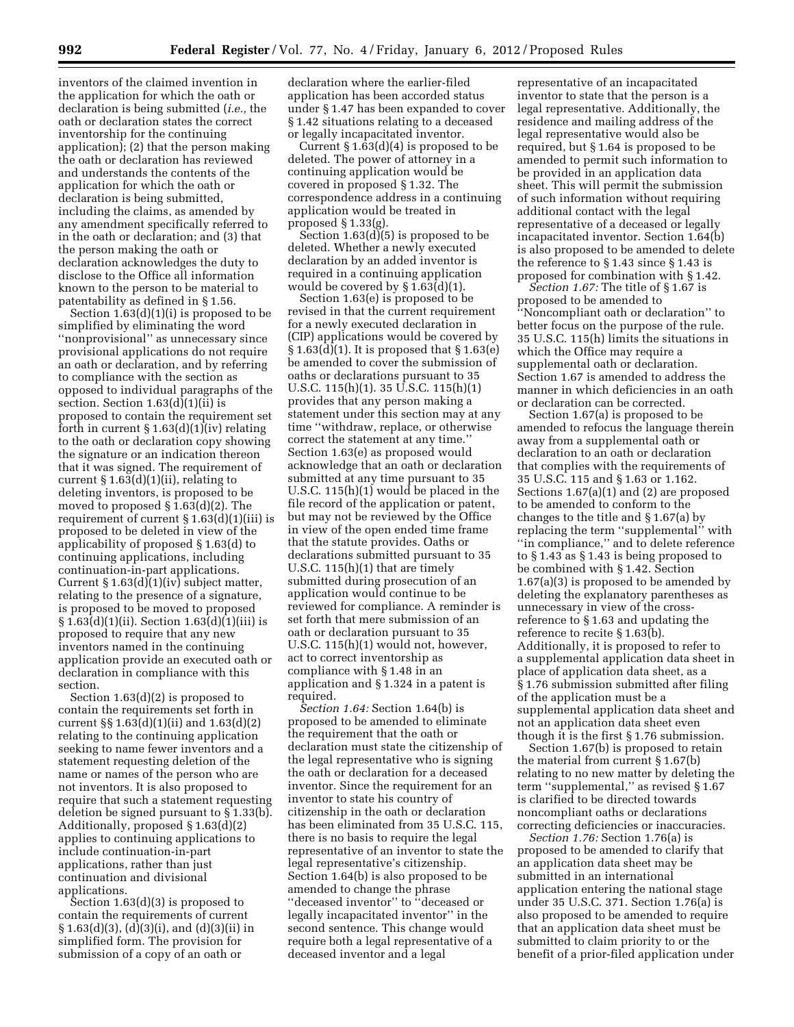inventors of the claimed invention in the application for which the oath or declaration is being submitted (*i.e.,* the oath or declaration states the correct inventorship for the continuing application); (2) that the person making the oath or declaration has reviewed and understands the contents of the application for which the oath or declaration is being submitted, including the claims, as amended by any amendment specifically referred to in the oath or declaration; and (3) that the person making the oath or declaration acknowledges the duty to disclose to the Office all information known to the person to be material to patentability as defined in § 1.56.

Section 1.63(d)(1)(i) is proposed to be simplified by eliminating the word ''nonprovisional'' as unnecessary since provisional applications do not require an oath or declaration, and by referring to compliance with the section as opposed to individual paragraphs of the section. Section 1.63(d)(1)(ii) is proposed to contain the requirement set forth in current § 1.63(d)(1)(iv) relating to the oath or declaration copy showing the signature or an indication thereon that it was signed. The requirement of current § 1.63(d)(1)(ii), relating to deleting inventors, is proposed to be moved to proposed § 1.63(d)(2). The requirement of current § 1.63(d)(1)(iii) is proposed to be deleted in view of the applicability of proposed § 1.63(d) to continuing applications, including continuation-in-part applications. Current § 1.63(d)(1)(iv) subject matter, relating to the presence of a signature, is proposed to be moved to proposed § 1.63(d)(1)(ii). Section 1.63(d)(1)(iii) is proposed to require that any new inventors named in the continuing application provide an executed oath or declaration in compliance with this section.

Section 1.63(d)(2) is proposed to contain the requirements set forth in current §§ 1.63(d)(1)(ii) and 1.63(d)(2) relating to the continuing application seeking to name fewer inventors and a statement requesting deletion of the name or names of the person who are not inventors. It is also proposed to require that such a statement requesting deletion be signed pursuant to § 1.33(b). Additionally, proposed § 1.63(d)(2) applies to continuing applications to include continuation-in-part applications, rather than just continuation and divisional applications.

Section 1.63(d)(3) is proposed to contain the requirements of current § 1.63(d)(3), (d)(3)(i), and (d)(3)(ii) in simplified form. The provision for submission of a copy of an oath or declaration where the earlier-filed application has been accorded status under § 1.47 has been expanded to cover § 1.42 situations relating to a deceased or legally incapacitated inventor.

Current § 1.63(d)(4) is proposed to be deleted. The power of attorney in a continuing application would be covered in proposed § 1.32. The correspondence address in a continuing application would be treated in proposed § 1.33(g).

Section 1.63(d)(5) is proposed to be deleted. Whether a newly executed declaration by an added inventor is required in a continuing application would be covered by § 1.63(d)(1).

Section 1.63(e) is proposed to be revised in that the current requirement for a newly executed declaration in (CIP) applications would be covered by § 1.63(d)(1). It is proposed that § 1.63(e) be amended to cover the submission of oaths or declarations pursuant to 35 U.S.C. 115(h)(1). 35 U.S.C. 115(h)(1) provides that any person making a statement under this section may at any time ''withdraw, replace, or otherwise correct the statement at any time.'' Section 1.63(e) as proposed would acknowledge that an oath or declaration submitted at any time pursuant to 35 U.S.C. 115(h)(1) would be placed in the file record of the application or patent, but may not be reviewed by the Office in view of the open ended time frame that the statute provides. Oaths or declarations submitted pursuant to 35 U.S.C. 115(h)(1) that are timely submitted during prosecution of an application would continue to be reviewed for compliance. A reminder is set forth that mere submission of an oath or declaration pursuant to 35 U.S.C. 115(h)(1) would not, however, act to correct inventorship as compliance with § 1.48 in an application and § 1.324 in a patent is required.

*Section 1.64:* Section 1.64(b) is proposed to be amended to eliminate the requirement that the oath or declaration must state the citizenship of the legal representative who is signing the oath or declaration for a deceased inventor. Since the requirement for an inventor to state his country of citizenship in the oath or declaration has been eliminated from 35 U.S.C. 115, there is no basis to require the legal representative of an inventor to state the legal representative's citizenship. Section 1.64(b) is also proposed to be amended to change the phrase ''deceased inventor'' to ''deceased or legally incapacitated inventor'' in the second sentence. This change would require both a legal representative of a deceased inventor and a legal representative of an incapacitated inventor to state that the person is a legal representative. Additionally, the residence and mailing address of the legal representative would also be required, but § 1.64 is proposed to be amended to permit such information to be provided in an application data sheet. This will permit the submission of such information without requiring additional contact with the legal representative of a deceased or legally incapacitated inventor. Section 1.64(b) is also proposed to be amended to delete the reference to § 1.43 since § 1.43 is proposed for combination with § 1.42.

*Section 1.67:* The title of § 1.67 is proposed to be amended to ''Noncompliant oath or declaration'' to better focus on the purpose of the rule. 35 U.S.C. 115(h) limits the situations in which the Office may require a supplemental oath or declaration. Section 1.67 is amended to address the manner in which deficiencies in an oath or declaration can be corrected.

Section 1.67(a) is proposed to be amended to refocus the language therein away from a supplemental oath or declaration to an oath or declaration that complies with the requirements of 35 U.S.C. 115 and § 1.63 or 1.162. Sections 1.67(a)(1) and (2) are proposed to be amended to conform to the changes to the title and § 1.67(a) by replacing the term ''supplemental'' with ''in compliance,'' and to delete reference to § 1.43 as § 1.43 is being proposed to be combined with § 1.42. Section 1.67(a)(3) is proposed to be amended by deleting the explanatory parentheses as unnecessary in view of the cross-reference to § 1.63 and updating the reference to recite § 1.63(b). Additionally, it is proposed to refer to a supplemental application data sheet in place of application data sheet, as a § 1.76 submission submitted after filing of the application must be a supplemental application data sheet and not an application data sheet even though it is the first § 1.76 submission.

Section 1.67(b) is proposed to retain the material from current § 1.67(b) relating to no new matter by deleting the term ''supplemental,'' as revised § 1.67 is clarified to be directed towards noncompliant oaths or declarations correcting deficiencies or inaccuracies.

*Section 1.76:* Section 1.76(a) is proposed to be amended to clarify that an application data sheet may be submitted in an international application entering the national stage under 35 U.S.C. 371. Section 1.76(a) is also proposed to be amended to require that an application data sheet must be submitted to claim priority to or the benefit of a prior-filed application under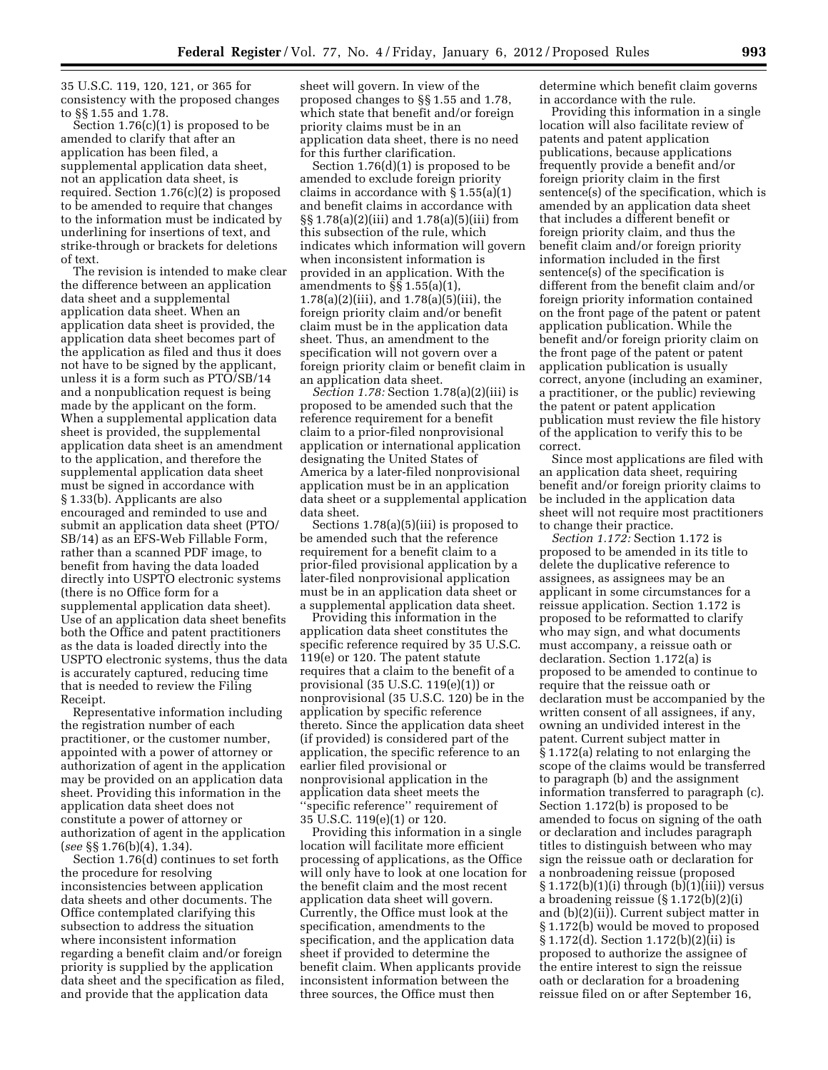35 U.S.C. 119, 120, 121, or 365 for consistency with the proposed changes to §§ 1.55 and 1.78.

Section 1.76(c)(1) is proposed to be amended to clarify that after an application has been filed, a supplemental application data sheet, not an application data sheet, is required. Section 1.76(c)(2) is proposed to be amended to require that changes to the information must be indicated by underlining for insertions of text, and strike-through or brackets for deletions of text.

The revision is intended to make clear the difference between an application data sheet and a supplemental application data sheet. When an application data sheet is provided, the application data sheet becomes part of the application as filed and thus it does not have to be signed by the applicant, unless it is a form such as PTO/SB/14 and a nonpublication request is being made by the applicant on the form. When a supplemental application data sheet is provided, the supplemental application data sheet is an amendment to the application, and therefore the supplemental application data sheet must be signed in accordance with § 1.33(b). Applicants are also encouraged and reminded to use and submit an application data sheet (PTO/SB/14) as an EFS-Web Fillable Form, rather than a scanned PDF image, to benefit from having the data loaded directly into USPTO electronic systems (there is no Office form for a supplemental application data sheet). Use of an application data sheet benefits both the Office and patent practitioners as the data is loaded directly into the USPTO electronic systems, thus the data is accurately captured, reducing time that is needed to review the Filing Receipt.

Representative information including the registration number of each practitioner, or the customer number, appointed with a power of attorney or authorization of agent in the application may be provided on an application data sheet. Providing this information in the application data sheet does not constitute a power of attorney or authorization of agent in the application (*see* §§ 1.76(b)(4), 1.34).

Section 1.76(d) continues to set forth the procedure for resolving inconsistencies between application data sheets and other documents. The Office contemplated clarifying this subsection to address the situation where inconsistent information regarding a benefit claim and/or foreign priority is supplied by the application data sheet and the specification as filed, and provide that the application data sheet will govern. In view of the proposed changes to §§ 1.55 and 1.78, which state that benefit and/or foreign priority claims must be in an application data sheet, there is no need for this further clarification.

Section 1.76(d)(1) is proposed to be amended to exclude foreign priority claims in accordance with § 1.55(a)(1) and benefit claims in accordance with §§ 1.78(a)(2)(iii) and 1.78(a)(5)(iii) from this subsection of the rule, which indicates which information will govern when inconsistent information is provided in an application. With the amendments to §§ 1.55(a)(1), 1.78(a)(2)(iii), and 1.78(a)(5)(iii), the foreign priority claim and/or benefit claim must be in the application data sheet. Thus, an amendment to the specification will not govern over a foreign priority claim or benefit claim in an application data sheet.

*Section 1.78:* Section 1.78(a)(2)(iii) is proposed to be amended such that the reference requirement for a benefit claim to a prior-filed nonprovisional application or international application designating the United States of America by a later-filed nonprovisional application must be in an application data sheet or a supplemental application data sheet.

Sections 1.78(a)(5)(iii) is proposed to be amended such that the reference requirement for a benefit claim to a prior-filed provisional application by a later-filed nonprovisional application must be in an application data sheet or a supplemental application data sheet.

Providing this information in the application data sheet constitutes the specific reference required by 35 U.S.C. 119(e) or 120. The patent statute requires that a claim to the benefit of a provisional (35 U.S.C. 119(e)(1)) or nonprovisional (35 U.S.C. 120) be in the application by specific reference thereto. Since the application data sheet (if provided) is considered part of the application, the specific reference to an earlier filed provisional or nonprovisional application in the application data sheet meets the ''specific reference'' requirement of 35 U.S.C. 119(e)(1) or 120.

Providing this information in a single location will facilitate more efficient processing of applications, as the Office will only have to look at one location for the benefit claim and the most recent application data sheet will govern. Currently, the Office must look at the specification, amendments to the specification, and the application data sheet if provided to determine the benefit claim. When applicants provide inconsistent information between the three sources, the Office must then determine which benefit claim governs in accordance with the rule.

Providing this information in a single location will also facilitate review of patents and patent application publications, because applications frequently provide a benefit and/or foreign priority claim in the first sentence(s) of the specification, which is amended by an application data sheet that includes a different benefit or foreign priority claim, and thus the benefit claim and/or foreign priority information included in the first sentence(s) of the specification is different from the benefit claim and/or foreign priority information contained on the front page of the patent or patent application publication. While the benefit and/or foreign priority claim on the front page of the patent or patent application publication is usually correct, anyone (including an examiner, a practitioner, or the public) reviewing the patent or patent application publication must review the file history of the application to verify this to be correct.

Since most applications are filed with an application data sheet, requiring benefit and/or foreign priority claims to be included in the application data sheet will not require most practitioners to change their practice.

*Section 1.172:* Section 1.172 is proposed to be amended in its title to delete the duplicative reference to assignees, as assignees may be an applicant in some circumstances for a reissue application. Section 1.172 is proposed to be reformatted to clarify who may sign, and what documents must accompany, a reissue oath or declaration. Section 1.172(a) is proposed to be amended to continue to require that the reissue oath or declaration must be accompanied by the written consent of all assignees, if any, owning an undivided interest in the patent. Current subject matter in § 1.172(a) relating to not enlarging the scope of the claims would be transferred to paragraph (b) and the assignment information transferred to paragraph (c). Section 1.172(b) is proposed to be amended to focus on signing of the oath or declaration and includes paragraph titles to distinguish between who may sign the reissue oath or declaration for a nonbroadening reissue (proposed § 1.172(b)(1)(i) through (b)(1)(iii)) versus a broadening reissue (§ 1.172(b)(2)(i) and (b)(2)(ii)). Current subject matter in § 1.172(b) would be moved to proposed § 1.172(d). Section 1.172(b)(2)(ii) is proposed to authorize the assignee of the entire interest to sign the reissue oath or declaration for a broadening reissue filed on or after September 16,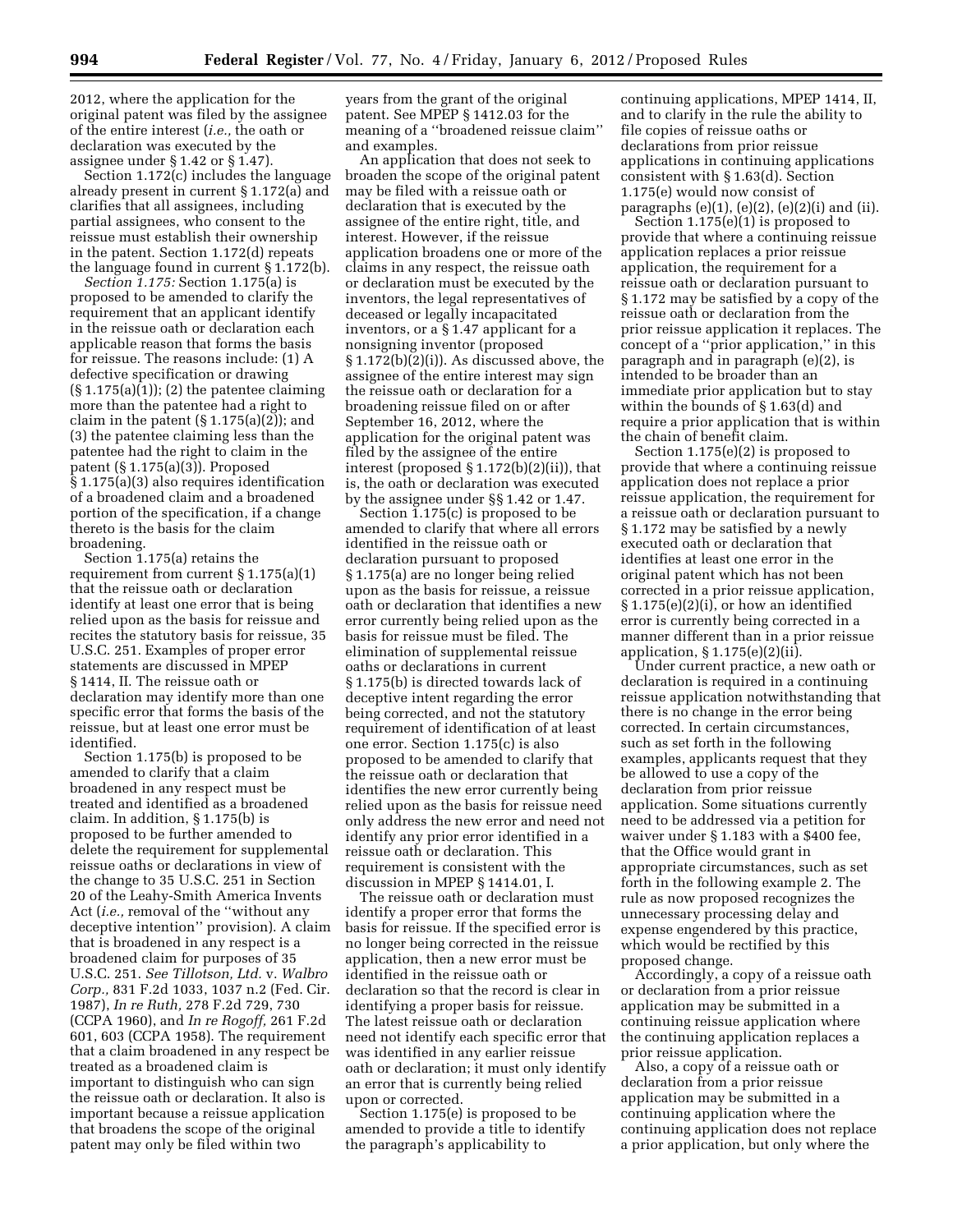2012, where the application for the original patent was filed by the assignee of the entire interest (*i.e.,* the oath or declaration was executed by the assignee under § 1.42 or § 1.47).

Section 1.172(c) includes the language already present in current § 1.172(a) and clarifies that all assignees, including partial assignees, who consent to the reissue must establish their ownership in the patent. Section 1.172(d) repeats the language found in current § 1.172(b).

*Section 1.175:* Section 1.175(a) is proposed to be amended to clarify the requirement that an applicant identify in the reissue oath or declaration each applicable reason that forms the basis for reissue. The reasons include: (1) A defective specification or drawing (§ 1.175(a)(1)); (2) the patentee claiming more than the patentee had a right to claim in the patent (§ 1.175(a)(2)); and (3) the patentee claiming less than the patentee had the right to claim in the patent (§ 1.175(a)(3)). Proposed § 1.175(a)(3) also requires identification of a broadened claim and a broadened portion of the specification, if a change thereto is the basis for the claim broadening.

Section 1.175(a) retains the requirement from current § 1.175(a)(1) that the reissue oath or declaration identify at least one error that is being relied upon as the basis for reissue and recites the statutory basis for reissue, 35 U.S.C. 251. Examples of proper error statements are discussed in MPEP § 1414, II. The reissue oath or declaration may identify more than one specific error that forms the basis of the reissue, but at least one error must be identified.

Section 1.175(b) is proposed to be amended to clarify that a claim broadened in any respect must be treated and identified as a broadened claim. In addition, § 1.175(b) is proposed to be further amended to delete the requirement for supplemental reissue oaths or declarations in view of the change to 35 U.S.C. 251 in Section 20 of the Leahy-Smith America Invents Act (*i.e.,* removal of the ''without any deceptive intention'' provision). A claim that is broadened in any respect is a broadened claim for purposes of 35 U.S.C. 251. *See Tillotson, Ltd.* v. *Walbro Corp.,* 831 F.2d 1033, 1037 n.2 (Fed. Cir. 1987), *In re Ruth,* 278 F.2d 729, 730 (CCPA 1960), and *In re Rogoff,* 261 F.2d 601, 603 (CCPA 1958). The requirement that a claim broadened in any respect be treated as a broadened claim is important to distinguish who can sign the reissue oath or declaration. It also is important because a reissue application that broadens the scope of the original patent may only be filed within two years from the grant of the original patent. See MPEP § 1412.03 for the meaning of a ''broadened reissue claim'' and examples.

An application that does not seek to broaden the scope of the original patent may be filed with a reissue oath or declaration that is executed by the assignee of the entire right, title, and interest. However, if the reissue application broadens one or more of the claims in any respect, the reissue oath or declaration must be executed by the inventors, the legal representatives of deceased or legally incapacitated inventors, or a § 1.47 applicant for a nonsigning inventor (proposed § 1.172(b)(2)(i)). As discussed above, the assignee of the entire interest may sign the reissue oath or declaration for a broadening reissue filed on or after September 16, 2012, where the application for the original patent was filed by the assignee of the entire interest (proposed § 1.172(b)(2)(ii)), that is, the oath or declaration was executed by the assignee under §§ 1.42 or 1.47.

Section 1.175(c) is proposed to be amended to clarify that where all errors identified in the reissue oath or declaration pursuant to proposed § 1.175(a) are no longer being relied upon as the basis for reissue, a reissue oath or declaration that identifies a new error currently being relied upon as the basis for reissue must be filed. The elimination of supplemental reissue oaths or declarations in current § 1.175(b) is directed towards lack of deceptive intent regarding the error being corrected, and not the statutory requirement of identification of at least one error. Section 1.175(c) is also proposed to be amended to clarify that the reissue oath or declaration that identifies the new error currently being relied upon as the basis for reissue need only address the new error and need not identify any prior error identified in a reissue oath or declaration. This requirement is consistent with the discussion in MPEP § 1414.01, I.

The reissue oath or declaration must identify a proper error that forms the basis for reissue. If the specified error is no longer being corrected in the reissue application, then a new error must be identified in the reissue oath or declaration so that the record is clear in identifying a proper basis for reissue. The latest reissue oath or declaration need not identify each specific error that was identified in any earlier reissue oath or declaration; it must only identify an error that is currently being relied upon or corrected.

Section 1.175(e) is proposed to be amended to provide a title to identify the paragraph's applicability to continuing applications, MPEP 1414, II, and to clarify in the rule the ability to file copies of reissue oaths or declarations from prior reissue applications in continuing applications consistent with § 1.63(d). Section 1.175(e) would now consist of paragraphs (e)(1), (e)(2), (e)(2)(i) and (ii).

Section 1.175(e)(1) is proposed to provide that where a continuing reissue application replaces a prior reissue application, the requirement for a reissue oath or declaration pursuant to § 1.172 may be satisfied by a copy of the reissue oath or declaration from the prior reissue application it replaces. The concept of a ''prior application,'' in this paragraph and in paragraph (e)(2), is intended to be broader than an immediate prior application but to stay within the bounds of § 1.63(d) and require a prior application that is within the chain of benefit claim.

Section 1.175(e)(2) is proposed to provide that where a continuing reissue application does not replace a prior reissue application, the requirement for a reissue oath or declaration pursuant to § 1.172 may be satisfied by a newly executed oath or declaration that identifies at least one error in the original patent which has not been corrected in a prior reissue application, § 1.175(e)(2)(i), or how an identified error is currently being corrected in a manner different than in a prior reissue application, § 1.175(e)(2)(ii).

Under current practice, a new oath or declaration is required in a continuing reissue application notwithstanding that there is no change in the error being corrected. In certain circumstances, such as set forth in the following examples, applicants request that they be allowed to use a copy of the declaration from prior reissue application. Some situations currently need to be addressed via a petition for waiver under § 1.183 with a $400 fee, that the Office would grant in appropriate circumstances, such as set forth in the following example 2. The rule as now proposed recognizes the unnecessary processing delay and expense engendered by this practice, which would be rectified by this proposed change.

Accordingly, a copy of a reissue oath or declaration from a prior reissue application may be submitted in a continuing reissue application where the continuing application replaces a prior reissue application.

Also, a copy of a reissue oath or declaration from a prior reissue application may be submitted in a continuing application where the continuing application does not replace a prior application, but only where the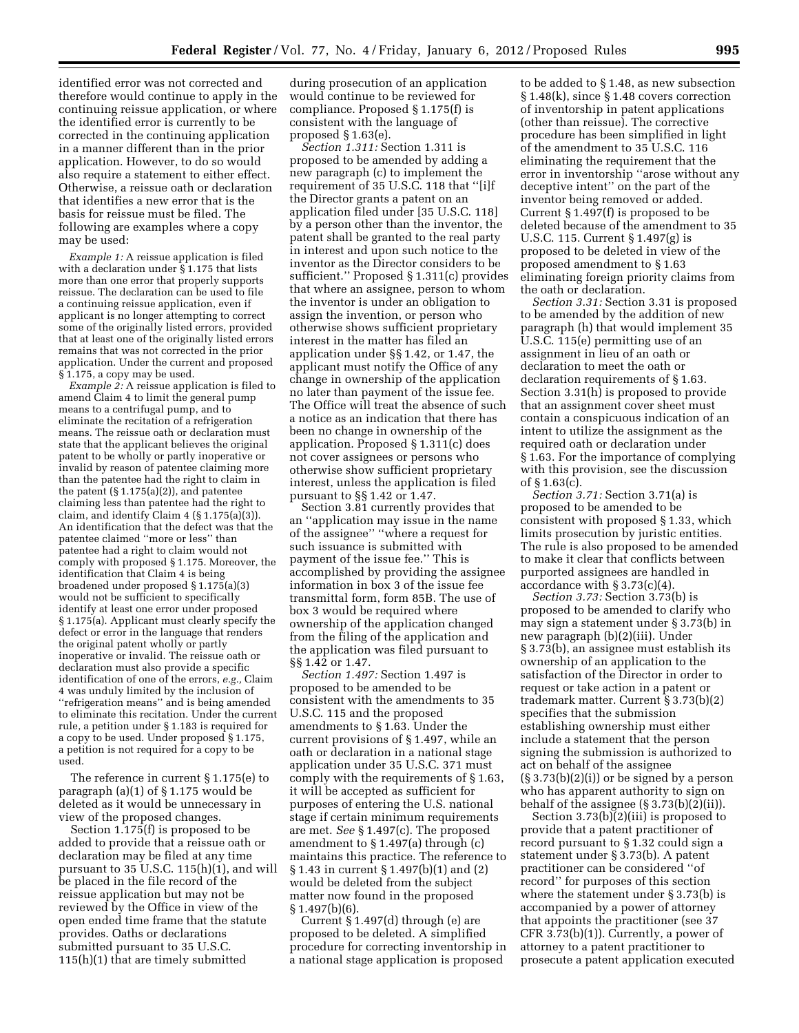identified error was not corrected and therefore would continue to apply in the continuing reissue application, or where the identified error is currently to be corrected in the continuing application in a manner different than in the prior application. However, to do so would also require a statement to either effect. Otherwise, a reissue oath or declaration that identifies a new error that is the basis for reissue must be filed. The following are examples where a copy may be used:

*Example 1:* A reissue application is filed with a declaration under § 1.175 that lists more than one error that properly supports reissue. The declaration can be used to file a continuing reissue application, even if applicant is no longer attempting to correct some of the originally listed errors, provided that at least one of the originally listed errors remains that was not corrected in the prior application. Under the current and proposed § 1.175, a copy may be used.

*Example 2:* A reissue application is filed to amend Claim 4 to limit the general pump means to a centrifugal pump, and to eliminate the recitation of a refrigeration means. The reissue oath or declaration must state that the applicant believes the original patent to be wholly or partly inoperative or invalid by reason of patentee claiming more than the patentee had the right to claim in the patent (§ 1.175(a)(2)), and patentee claiming less than patentee had the right to claim, and identify Claim 4 (§ 1.175(a)(3)). An identification that the defect was that the patentee claimed ''more or less'' than patentee had a right to claim would not comply with proposed § 1.175. Moreover, the identification that Claim 4 is being broadened under proposed § 1.175(a)(3) would not be sufficient to specifically identify at least one error under proposed § 1.175(a). Applicant must clearly specify the defect or error in the language that renders the original patent wholly or partly inoperative or invalid. The reissue oath or declaration must also provide a specific identification of one of the errors, *e.g.*, Claim 4 was unduly limited by the inclusion of ''refrigeration means'' and is being amended to eliminate this recitation. Under the current rule, a petition under § 1.183 is required for a copy to be used. Under proposed § 1.175, a petition is not required for a copy to be used.

The reference in current § 1.175(e) to paragraph (a)(1) of § 1.175 would be deleted as it would be unnecessary in view of the proposed changes.

Section 1.175(f) is proposed to be added to provide that a reissue oath or declaration may be filed at any time pursuant to 35 U.S.C. 115(h)(1), and will be placed in the file record of the reissue application but may not be reviewed by the Office in view of the open ended time frame that the statute provides. Oaths or declarations submitted pursuant to 35 U.S.C. 115(h)(1) that are timely submitted during prosecution of an application would continue to be reviewed for compliance. Proposed § 1.175(f) is consistent with the language of proposed § 1.63(e).

*Section 1.311:* Section 1.311 is proposed to be amended by adding a new paragraph (c) to implement the requirement of 35 U.S.C. 118 that ''[i]f the Director grants a patent on an application filed under [35 U.S.C. 118] by a person other than the inventor, the patent shall be granted to the real party in interest and upon such notice to the inventor as the Director considers to be sufficient.'' Proposed § 1.311(c) provides that where an assignee, person to whom the inventor is under an obligation to assign the invention, or person who otherwise shows sufficient proprietary interest in the matter has filed an application under §§ 1.42, or 1.47, the applicant must notify the Office of any change in ownership of the application no later than payment of the issue fee. The Office will treat the absence of such a notice as an indication that there has been no change in ownership of the application. Proposed § 1.311(c) does not cover assignees or persons who otherwise show sufficient proprietary interest, unless the application is filed pursuant to §§ 1.42 or 1.47.

Section 3.81 currently provides that an ''application may issue in the name of the assignee'' ''where a request for such issuance is submitted with payment of the issue fee.'' This is accomplished by providing the assignee information in box 3 of the issue fee transmittal form, form 85B. The use of box 3 would be required where ownership of the application changed from the filing of the application and the application was filed pursuant to §§ 1.42 or 1.47.

*Section 1.497:* Section 1.497 is proposed to be amended to be consistent with the amendments to 35 U.S.C. 115 and the proposed amendments to § 1.63. Under the current provisions of § 1.497, while an oath or declaration in a national stage application under 35 U.S.C. 371 must comply with the requirements of § 1.63, it will be accepted as sufficient for purposes of entering the U.S. national stage if certain minimum requirements are met. *See* § 1.497(c). The proposed amendment to § 1.497(a) through (c) maintains this practice. The reference to § 1.43 in current § 1.497(b)(1) and (2) would be deleted from the subject matter now found in the proposed § 1.497(b)(6).

Current § 1.497(d) through (e) are proposed to be deleted. A simplified procedure for correcting inventorship in a national stage application is proposed to be added to § 1.48, as new subsection § 1.48(k), since § 1.48 covers correction of inventorship in patent applications (other than reissue). The corrective procedure has been simplified in light of the amendment to 35 U.S.C. 116 eliminating the requirement that the error in inventorship ''arose without any deceptive intent'' on the part of the inventor being removed or added. Current § 1.497(f) is proposed to be deleted because of the amendment to 35 U.S.C. 115. Current § 1.497(g) is proposed to be deleted in view of the proposed amendment to § 1.63 eliminating foreign priority claims from the oath or declaration.

*Section 3.31:* Section 3.31 is proposed to be amended by the addition of new paragraph (h) that would implement 35 U.S.C. 115(e) permitting use of an assignment in lieu of an oath or declaration to meet the oath or declaration requirements of § 1.63. Section 3.31(h) is proposed to provide that an assignment cover sheet must contain a conspicuous indication of an intent to utilize the assignment as the required oath or declaration under § 1.63. For the importance of complying with this provision, see the discussion of § 1.63(c).

*Section 3.71:* Section 3.71(a) is proposed to be amended to be consistent with proposed § 1.33, which limits prosecution by juristic entities. The rule is also proposed to be amended to make it clear that conflicts between purported assignees are handled in accordance with § 3.73(c)(4).

*Section 3.73:* Section 3.73(b) is proposed to be amended to clarify who may sign a statement under § 3.73(b) in new paragraph (b)(2)(iii). Under § 3.73(b), an assignee must establish its ownership of an application to the satisfaction of the Director in order to request or take action in a patent or trademark matter. Current § 3.73(b)(2) specifies that the submission establishing ownership must either include a statement that the person signing the submission is authorized to act on behalf of the assignee (§ 3.73(b)(2)(i)) or be signed by a person who has apparent authority to sign on behalf of the assignee (§ 3.73(b)(2)(ii)).

Section 3.73(b)(2)(iii) is proposed to provide that a patent practitioner of record pursuant to § 1.32 could sign a statement under § 3.73(b). A patent practitioner can be considered ''of record'' for purposes of this section where the statement under § 3.73(b) is accompanied by a power of attorney that appoints the practitioner (see 37 CFR 3.73(b)(1)). Currently, a power of attorney to a patent practitioner to prosecute a patent application executed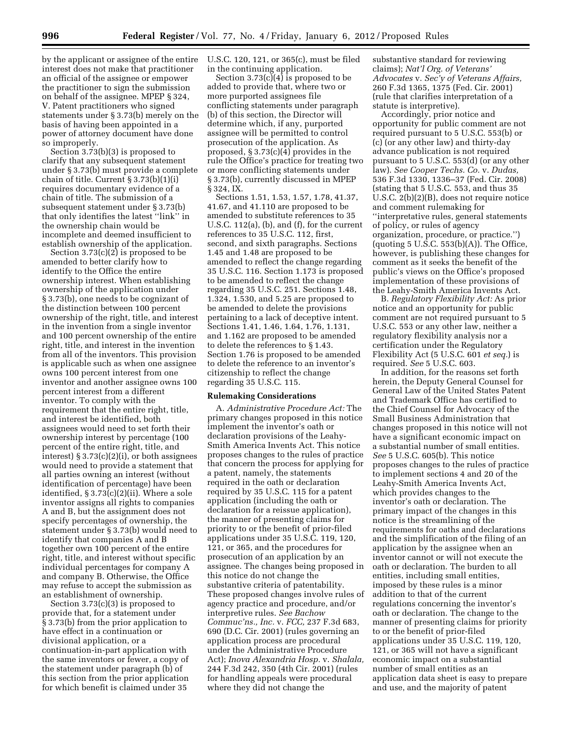by the applicant or assignee of the entire interest does not make that practitioner an official of the assignee or empower the practitioner to sign the submission on behalf of the assignee. MPEP § 324, V. Patent practitioners who signed statements under § 3.73(b) merely on the basis of having been appointed in a power of attorney document have done so improperly.

Section 3.73(b)(3) is proposed to clarify that any subsequent statement under § 3.73(b) must provide a complete chain of title. Current § 3.73(b)(1)(i) requires documentary evidence of a chain of title. The submission of a subsequent statement under § 3.73(b) that only identifies the latest ''link'' in the ownership chain would be incomplete and deemed insufficient to establish ownership of the application.

Section 3.73(c)(2) is proposed to be amended to better clarify how to identify to the Office the entire ownership interest. When establishing ownership of the application under § 3.73(b), one needs to be cognizant of the distinction between 100 percent ownership of the right, title, and interest in the invention from a single inventor and 100 percent ownership of the entire right, title, and interest in the invention from all of the inventors. This provision is applicable such as when one assignee owns 100 percent interest from one inventor and another assignee owns 100 percent interest from a different inventor. To comply with the requirement that the entire right, title, and interest be identified, both assignees would need to set forth their ownership interest by percentage (100 percent of the entire right, title, and interest) § 3.73(c)(2)(i), or both assignees would need to provide a statement that all parties owning an interest (without identification of percentage) have been identified, § 3.73(c)(2)(ii). Where a sole inventor assigns all rights to companies A and B, but the assignment does not specify percentages of ownership, the statement under § 3.73(b) would need to identify that companies A and B together own 100 percent of the entire right, title, and interest without specific individual percentages for company A and company B. Otherwise, the Office may refuse to accept the submission as an establishment of ownership.

Section 3.73(c)(3) is proposed to provide that, for a statement under § 3.73(b) from the prior application to have effect in a continuation or divisional application, or a continuation-in-part application with the same inventors or fewer, a copy of the statement under paragraph (b) of this section from the prior application for which benefit is claimed under 35 U.S.C. 120, 121, or 365(c), must be filed in the continuing application.

Section 3.73(c)(4) is proposed to be added to provide that, where two or more purported assignees file conflicting statements under paragraph (b) of this section, the Director will determine which, if any, purported assignee will be permitted to control prosecution of the application. As proposed, § 3.73(c)(4) provides in the rule the Office's practice for treating two or more conflicting statements under § 3.73(b), currently discussed in MPEP § 324, IX.

Sections 1.51, 1.53, 1.57, 1.78, 41.37, 41.67, and 41.110 are proposed to be amended to substitute references to 35 U.S.C. 112(a), (b), and (f), for the current references to 35 U.S.C. 112, first, second, and sixth paragraphs. Sections 1.45 and 1.48 are proposed to be amended to reflect the change regarding 35 U.S.C. 116. Section 1.173 is proposed to be amended to reflect the change regarding 35 U.S.C. 251. Sections 1.48, 1.324, 1.530, and 5.25 are proposed to be amended to delete the provisions pertaining to a lack of deceptive intent. Sections 1.41, 1.46, 1.64, 1.76, 1.131, and 1.162 are proposed to be amended to delete the references to § 1.43. Section 1.76 is proposed to be amended to delete the reference to an inventor's citizenship to reflect the change regarding 35 U.S.C. 115.

## Rulemaking Considerations

A. *Administrative Procedure Act:* The primary changes proposed in this notice implement the inventor's oath or declaration provisions of the Leahy-Smith America Invents Act. This notice proposes changes to the rules of practice that concern the process for applying for a patent, namely, the statements required in the oath or declaration required by 35 U.S.C. 115 for a patent application (including the oath or declaration for a reissue application), the manner of presenting claims for priority to or the benefit of prior-filed applications under 35 U.S.C. 119, 120, 121, or 365, and the procedures for prosecution of an application by an assignee. The changes being proposed in this notice do not change the substantive criteria of patentability. These proposed changes involve rules of agency practice and procedure, and/or interpretive rules. *See Bachow Commuc'ns., Inc.* v. *FCC,* 237 F.3d 683, 690 (D.C. Cir. 2001) (rules governing an application process are procedural under the Administrative Procedure Act); *Inova Alexandria Hosp.* v. *Shalala,* 244 F.3d 242, 350 (4th Cir. 2001) (rules for handling appeals were procedural where they did not change the substantive standard for reviewing claims); *Nat'l Org. of Veterans' Advocates* v. *Sec'y of Veterans Affairs,* 260 F.3d 1365, 1375 (Fed. Cir. 2001) (rule that clarifies interpretation of a statute is interpretive).

Accordingly, prior notice and opportunity for public comment are not required pursuant to 5 U.S.C. 553(b) or (c) (or any other law) and thirty-day advance publication is not required pursuant to 5 U.S.C. 553(d) (or any other law). *See Cooper Techs. Co.* v. *Dudas,* 536 F.3d 1330, 1336–37 (Fed. Cir. 2008) (stating that 5 U.S.C. 553, and thus 35 U.S.C. 2(b)(2)(B), does not require notice and comment rulemaking for ''interpretative rules, general statements of policy, or rules of agency organization, procedure, or practice.'') (quoting 5 U.S.C. 553(b)(A)). The Office, however, is publishing these changes for comment as it seeks the benefit of the public's views on the Office's proposed implementation of these provisions of the Leahy-Smith America Invents Act.

B. *Regulatory Flexibility Act:* As prior notice and an opportunity for public comment are not required pursuant to 5 U.S.C. 553 or any other law, neither a regulatory flexibility analysis nor a certification under the Regulatory Flexibility Act (5 U.S.C. 601 *et seq.*) is required. *See* 5 U.S.C. 603.

In addition, for the reasons set forth herein, the Deputy General Counsel for General Law of the United States Patent and Trademark Office has certified to the Chief Counsel for Advocacy of the Small Business Administration that changes proposed in this notice will not have a significant economic impact on a substantial number of small entities. *See* 5 U.S.C. 605(b). This notice proposes changes to the rules of practice to implement sections 4 and 20 of the Leahy-Smith America Invents Act, which provides changes to the inventor's oath or declaration. The primary impact of the changes in this notice is the streamlining of the requirements for oaths and declarations and the simplification of the filing of an application by the assignee when an inventor cannot or will not execute the oath or declaration. The burden to all entities, including small entities, imposed by these rules is a minor addition to that of the current regulations concerning the inventor's oath or declaration. The change to the manner of presenting claims for priority to or the benefit of prior-filed applications under 35 U.S.C. 119, 120, 121, or 365 will not have a significant economic impact on a substantial number of small entities as an application data sheet is easy to prepare and use, and the majority of patent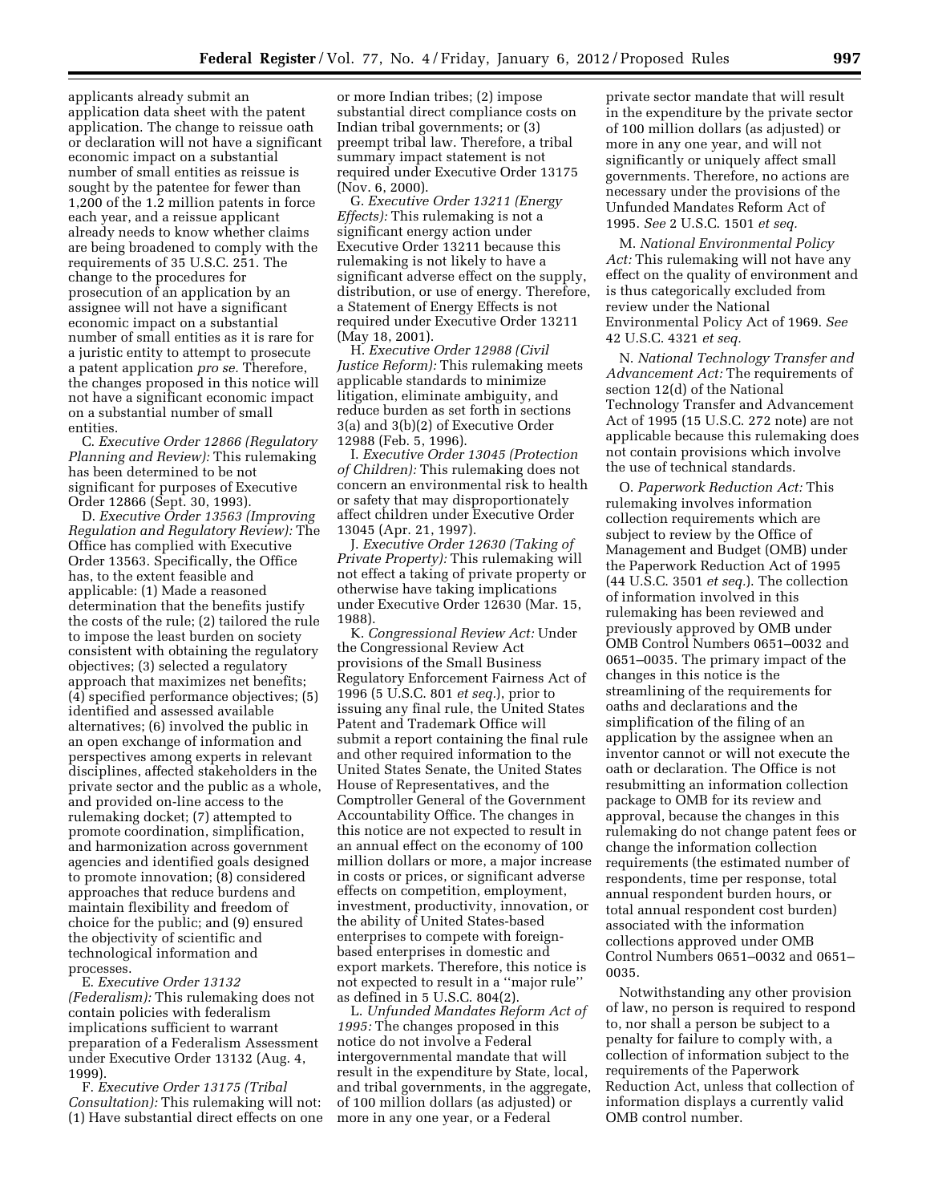applicants already submit an application data sheet with the patent application. The change to reissue oath or declaration will not have a significant economic impact on a substantial number of small entities as reissue is sought by the patentee for fewer than 1,200 of the 1.2 million patents in force each year, and a reissue applicant already needs to know whether claims are being broadened to comply with the requirements of 35 U.S.C. 251. The change to the procedures for prosecution of an application by an assignee will not have a significant economic impact on a substantial number of small entities as it is rare for a juristic entity to attempt to prosecute a patent application *pro se.* Therefore, the changes proposed in this notice will not have a significant economic impact on a substantial number of small entities.

C. *Executive Order 12866 (Regulatory Planning and Review):* This rulemaking has been determined to be not significant for purposes of Executive Order 12866 (Sept. 30, 1993).

D. *Executive Order 13563 (Improving Regulation and Regulatory Review):* The Office has complied with Executive Order 13563. Specifically, the Office has, to the extent feasible and applicable: (1) Made a reasoned determination that the benefits justify the costs of the rule; (2) tailored the rule to impose the least burden on society consistent with obtaining the regulatory objectives; (3) selected a regulatory approach that maximizes net benefits; (4) specified performance objectives; (5) identified and assessed available alternatives; (6) involved the public in an open exchange of information and perspectives among experts in relevant disciplines, affected stakeholders in the private sector and the public as a whole, and provided on-line access to the rulemaking docket; (7) attempted to promote coordination, simplification, and harmonization across government agencies and identified goals designed to promote innovation; (8) considered approaches that reduce burdens and maintain flexibility and freedom of choice for the public; and (9) ensured the objectivity of scientific and technological information and processes.

E. *Executive Order 13132 (Federalism):* This rulemaking does not contain policies with federalism implications sufficient to warrant preparation of a Federalism Assessment under Executive Order 13132 (Aug. 4, 1999).

F. *Executive Order 13175 (Tribal Consultation):* This rulemaking will not: (1) Have substantial direct effects on one or more Indian tribes; (2) impose substantial direct compliance costs on Indian tribal governments; or (3) preempt tribal law. Therefore, a tribal summary impact statement is not required under Executive Order 13175 (Nov. 6, 2000).

G. *Executive Order 13211 (Energy Effects):* This rulemaking is not a significant energy action under Executive Order 13211 because this rulemaking is not likely to have a significant adverse effect on the supply, distribution, or use of energy. Therefore, a Statement of Energy Effects is not required under Executive Order 13211 (May 18, 2001).

H. *Executive Order 12988 (Civil Justice Reform):* This rulemaking meets applicable standards to minimize litigation, eliminate ambiguity, and reduce burden as set forth in sections 3(a) and 3(b)(2) of Executive Order 12988 (Feb. 5, 1996).

I. *Executive Order 13045 (Protection of Children):* This rulemaking does not concern an environmental risk to health or safety that may disproportionately affect children under Executive Order 13045 (Apr. 21, 1997).

J. *Executive Order 12630 (Taking of Private Property):* This rulemaking will not effect a taking of private property or otherwise have taking implications under Executive Order 12630 (Mar. 15, 1988).

K. *Congressional Review Act:* Under the Congressional Review Act provisions of the Small Business Regulatory Enforcement Fairness Act of 1996 (5 U.S.C. 801 *et seq.*), prior to issuing any final rule, the United States Patent and Trademark Office will submit a report containing the final rule and other required information to the United States Senate, the United States House of Representatives, and the Comptroller General of the Government Accountability Office. The changes in this notice are not expected to result in an annual effect on the economy of 100 million dollars or more, a major increase in costs or prices, or significant adverse effects on competition, employment, investment, productivity, innovation, or the ability of United States-based enterprises to compete with foreign-based enterprises in domestic and export markets. Therefore, this notice is not expected to result in a ''major rule'' as defined in 5 U.S.C. 804(2).

L. *Unfunded Mandates Reform Act of 1995:* The changes proposed in this notice do not involve a Federal intergovernmental mandate that will result in the expenditure by State, local, and tribal governments, in the aggregate, of 100 million dollars (as adjusted) or more in any one year, or a Federal private sector mandate that will result in the expenditure by the private sector of 100 million dollars (as adjusted) or more in any one year, and will not significantly or uniquely affect small governments. Therefore, no actions are necessary under the provisions of the Unfunded Mandates Reform Act of 1995. *See* 2 U.S.C. 1501 *et seq.*

M. *National Environmental Policy Act:* This rulemaking will not have any effect on the quality of environment and is thus categorically excluded from review under the National Environmental Policy Act of 1969. *See* 42 U.S.C. 4321 *et seq.*

N. *National Technology Transfer and Advancement Act:* The requirements of section 12(d) of the National Technology Transfer and Advancement Act of 1995 (15 U.S.C. 272 note) are not applicable because this rulemaking does not contain provisions which involve the use of technical standards.

O. *Paperwork Reduction Act:* This rulemaking involves information collection requirements which are subject to review by the Office of Management and Budget (OMB) under the Paperwork Reduction Act of 1995 (44 U.S.C. 3501 *et seq.*). The collection of information involved in this rulemaking has been reviewed and previously approved by OMB under OMB Control Numbers 0651–0032 and 0651–0035. The primary impact of the changes in this notice is the streamlining of the requirements for oaths and declarations and the simplification of the filing of an application by the assignee when an inventor cannot or will not execute the oath or declaration. The Office is not resubmitting an information collection package to OMB for its review and approval, because the changes in this rulemaking do not change patent fees or change the information collection requirements (the estimated number of respondents, time per response, total annual respondent burden hours, or total annual respondent cost burden) associated with the information collections approved under OMB Control Numbers 0651–0032 and 0651–0035.

Notwithstanding any other provision of law, no person is required to respond to, nor shall a person be subject to a penalty for failure to comply with, a collection of information subject to the requirements of the Paperwork Reduction Act, unless that collection of information displays a currently valid OMB control number.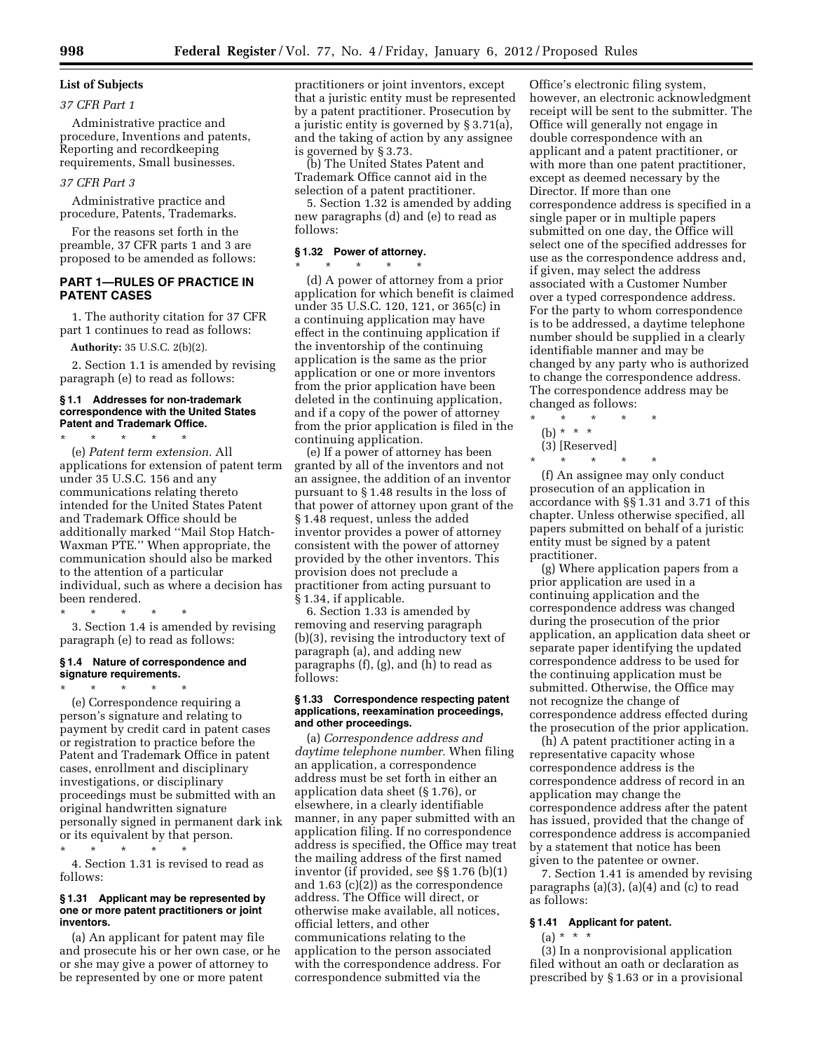**List of Subjects**

*37 CFR Part 1*

Administrative practice and procedure, Inventions and patents, Reporting and recordkeeping requirements, Small businesses.

*37 CFR Part 3*

Administrative practice and procedure, Patents, Trademarks.

For the reasons set forth in the preamble, 37 CFR parts 1 and 3 are proposed to be amended as follows:

## PART 1—RULES OF PRACTICE IN PATENT CASES

1. The authority citation for 37 CFR part 1 continues to read as follows:

**Authority:** 35 U.S.C. 2(b)(2).

2. Section 1.1 is amended by revising paragraph (e) to read as follows:

### § 1.1 Addresses for non-trademark correspondence with the United States Patent and Trademark Office.

\* \* \* \* \*

(e) *Patent term extension.* All applications for extension of patent term under 35 U.S.C. 156 and any communications relating thereto intended for the United States Patent and Trademark Office should be additionally marked ''Mail Stop Hatch-Waxman PTE.'' When appropriate, the communication should also be marked to the attention of a particular individual, such as where a decision has been rendered.

\* \* \* \* \*

3. Section 1.4 is amended by revising paragraph (e) to read as follows:

### § 1.4 Nature of correspondence and signature requirements.

\* \* \* \* \*

(e) Correspondence requiring a person's signature and relating to payment by credit card in patent cases or registration to practice before the Patent and Trademark Office in patent cases, enrollment and disciplinary investigations, or disciplinary proceedings must be submitted with an original handwritten signature personally signed in permanent dark ink or its equivalent by that person.

\* \* \* \* \*

4. Section 1.31 is revised to read as follows:

### § 1.31 Applicant may be represented by one or more patent practitioners or joint inventors.

(a) An applicant for patent may file and prosecute his or her own case, or he or she may give a power of attorney to be represented by one or more patent practitioners or joint inventors, except that a juristic entity must be represented by a patent practitioner. Prosecution by a juristic entity is governed by § 3.71(a), and the taking of action by any assignee is governed by § 3.73.

(b) The United States Patent and Trademark Office cannot aid in the selection of a patent practitioner.

5. Section 1.32 is amended by adding new paragraphs (d) and (e) to read as follows:

### § 1.32 Power of attorney.

\* \* \* \* \*

(d) A power of attorney from a prior application for which benefit is claimed under 35 U.S.C. 120, 121, or 365(c) in a continuing application may have effect in the continuing application if the inventorship of the continuing application is the same as the prior application or one or more inventors from the prior application have been deleted in the continuing application, and if a copy of the power of attorney from the prior application is filed in the continuing application.

(e) If a power of attorney has been granted by all of the inventors and not an assignee, the addition of an inventor pursuant to § 1.48 results in the loss of that power of attorney upon grant of the § 1.48 request, unless the added inventor provides a power of attorney consistent with the power of attorney provided by the other inventors. This provision does not preclude a practitioner from acting pursuant to § 1.34, if applicable.

6. Section 1.33 is amended by removing and reserving paragraph (b)(3), revising the introductory text of paragraph (a), and adding new paragraphs (f), (g), and (h) to read as follows:

### § 1.33 Correspondence respecting patent applications, reexamination proceedings, and other proceedings.

(a) *Correspondence address and daytime telephone number.* When filing an application, a correspondence address must be set forth in either an application data sheet (§ 1.76), or elsewhere, in a clearly identifiable manner, in any paper submitted with an application filing. If no correspondence address is specified, the Office may treat the mailing address of the first named inventor (if provided, see §§ 1.76 (b)(1) and 1.63 (c)(2)) as the correspondence address. The Office will direct, or otherwise make available, all notices, official letters, and other communications relating to the application to the person associated with the correspondence address. For correspondence submitted via the Office's electronic filing system, however, an electronic acknowledgment receipt will be sent to the submitter. The Office will generally not engage in double correspondence with an applicant and a patent practitioner, or with more than one patent practitioner, except as deemed necessary by the Director. If more than one correspondence address is specified in a single paper or in multiple papers submitted on one day, the Office will select one of the specified addresses for use as the correspondence address and, if given, may select the address associated with a Customer Number over a typed correspondence address. For the party to whom correspondence is to be addressed, a daytime telephone number should be supplied in a clearly identifiable manner and may be changed by any party who is authorized to change the correspondence address. The correspondence address may be changed as follows:

\* \* \* \* \*

(b) \* \* \*

(3) [Reserved]

\* \* \* \* \*

(f) An assignee may only conduct prosecution of an application in accordance with §§ 1.31 and 3.71 of this chapter. Unless otherwise specified, all papers submitted on behalf of a juristic entity must be signed by a patent practitioner.

(g) Where application papers from a prior application are used in a continuing application and the correspondence address was changed during the prosecution of the prior application, an application data sheet or separate paper identifying the updated correspondence address to be used for the continuing application must be submitted. Otherwise, the Office may not recognize the change of correspondence address effected during the prosecution of the prior application.

(h) A patent practitioner acting in a representative capacity whose correspondence address is the correspondence address of record in an application may change the correspondence address after the patent has issued, provided that the change of correspondence address is accompanied by a statement that notice has been given to the patentee or owner.

7. Section 1.41 is amended by revising paragraphs (a)(3), (a)(4) and (c) to read as follows:

### § 1.41 Applicant for patent.

(a) \* \* \*

(3) In a nonprovisional application filed without an oath or declaration as prescribed by § 1.63 or in a provisional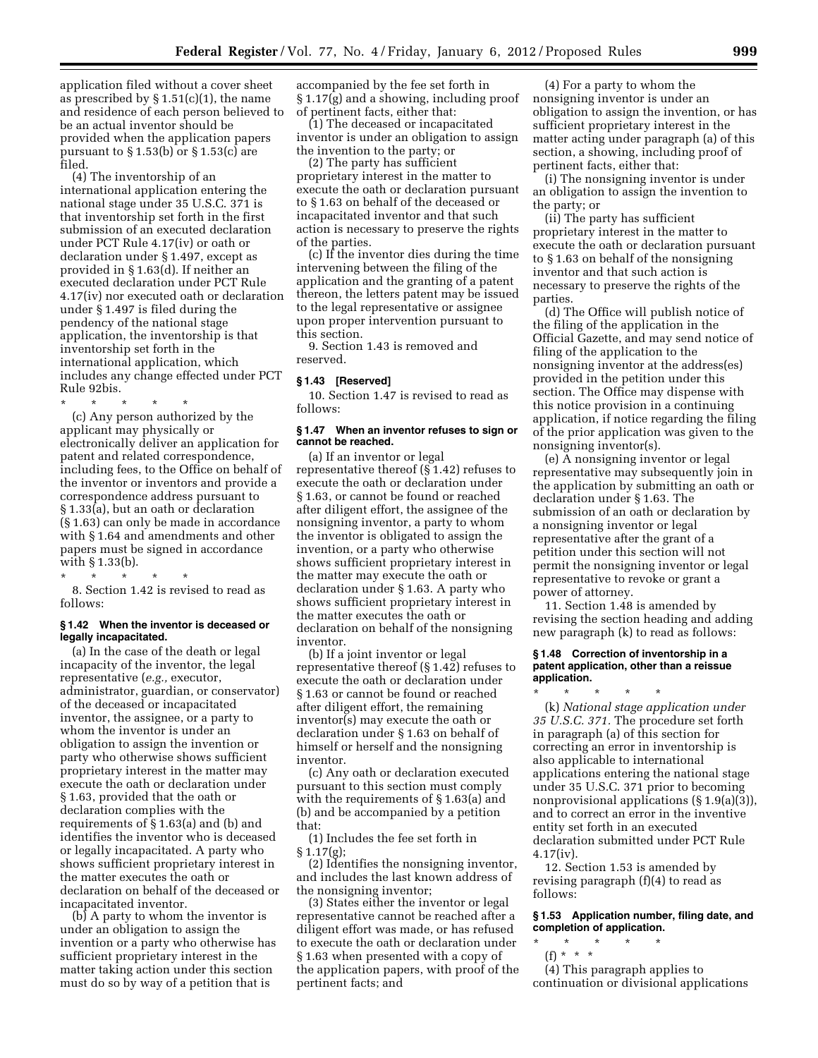application filed without a cover sheet as prescribed by § 1.51(c)(1), the name and residence of each person believed to be an actual inventor should be provided when the application papers pursuant to § 1.53(b) or § 1.53(c) are filed.

(4) The inventorship of an international application entering the national stage under 35 U.S.C. 371 is that inventorship set forth in the first submission of an executed declaration under PCT Rule 4.17(iv) or oath or declaration under § 1.497, except as provided in § 1.63(d). If neither an executed declaration under PCT Rule 4.17(iv) nor executed oath or declaration under § 1.497 is filed during the pendency of the national stage application, the inventorship is that inventorship set forth in the international application, which includes any change effected under PCT Rule 92bis.

\* \* \* \* \*

(c) Any person authorized by the applicant may physically or electronically deliver an application for patent and related correspondence, including fees, to the Office on behalf of the inventor or inventors and provide a correspondence address pursuant to § 1.33(a), but an oath or declaration (§ 1.63) can only be made in accordance with § 1.64 and amendments and other papers must be signed in accordance with § 1.33(b).

\* \* \* \* \*

8. Section 1.42 is revised to read as follows:

**§ 1.42 When the inventor is deceased or legally incapacitated.**

(a) In the case of the death or legal incapacity of the inventor, the legal representative (*e.g.,* executor, administrator, guardian, or conservator) of the deceased and incapacitated inventor, the assignee, or a party to whom the inventor is under an obligation to assign the invention or party who otherwise shows sufficient proprietary interest in the matter may execute the oath or declaration under § 1.63, provided that the oath or declaration complies with the requirements of § 1.63(a) and (b) and identifies the inventor who is deceased or legally incapacitated. A party who shows sufficient proprietary interest in the matter executes the oath or declaration on behalf of the deceased or incapacitated inventor.

(b) A party to whom the inventor is under an obligation to assign the invention or a party who otherwise has sufficient proprietary interest in the matter taking action under this section must do so by way of a petition that is accompanied by the fee set forth in § 1.17(g) and a showing, including proof of pertinent facts, either that:

(1) The deceased or incapacitated inventor is under an obligation to assign the invention to the party; or

(2) The party has sufficient proprietary interest in the matter to execute the oath or declaration pursuant to § 1.63 on behalf of the deceased or incapacitated inventor and that such action is necessary to preserve the rights of the parties.

(c) If the inventor dies during the time intervening between the filing of the application and the granting of a patent thereon, the letters patent may be issued to the legal representative or assignee upon proper intervention pursuant to this section.

9. Section 1.43 is removed and reserved.

**§ 1.43 [Reserved]**

10. Section 1.47 is revised to read as follows:

**§ 1.47 When an inventor refuses to sign or cannot be reached.**

(a) If an inventor or legal representative thereof (§ 1.42) refuses to execute the oath or declaration under § 1.63, or cannot be found or reached after diligent effort, the assignee of the nonsigning inventor, a party to whom the inventor is obligated to assign the invention, or a party who otherwise shows sufficient proprietary interest in the matter may execute the oath or declaration under § 1.63. A party who shows sufficient proprietary interest in the matter executes the oath or declaration on behalf of the nonsigning inventor.

(b) If a joint inventor or legal representative thereof (§ 1.42) refuses to execute the oath or declaration under § 1.63 or cannot be found or reached after diligent effort, the remaining inventor(s) may execute the oath or declaration under § 1.63 on behalf of himself or herself and the nonsigning inventor.

(c) Any oath or declaration executed pursuant to this section must comply with the requirements of § 1.63(a) and (b) and be accompanied by a petition that:

(1) Includes the fee set forth in § 1.17(g);

(2) Identifies the nonsigning inventor, and includes the last known address of the nonsigning inventor;

(3) States either the inventor or legal representative cannot be reached after a diligent effort was made, or has refused to execute the oath or declaration under § 1.63 when presented with a copy of the application papers, with proof of the pertinent facts; and

(4) For a party to whom the nonsigning inventor is under an obligation to assign the invention, or has sufficient proprietary interest in the matter acting under paragraph (a) of this section, a showing, including proof of pertinent facts, either that:

(i) The nonsigning inventor is under an obligation to assign the invention to the party; or

(ii) The party has sufficient proprietary interest in the matter to execute the oath or declaration pursuant to § 1.63 on behalf of the nonsigning inventor and that such action is necessary to preserve the rights of the parties.

(d) The Office will publish notice of the filing of the application in the Official Gazette, and may send notice of filing of the application to the nonsigning inventor at the address(es) provided in the petition under this section. The Office may dispense with this notice provision in a continuing application, if notice regarding the filing of the prior application was given to the nonsigning inventor(s).

(e) A nonsigning inventor or legal representative may subsequently join in the application by submitting an oath or declaration under § 1.63. The submission of an oath or declaration by a nonsigning inventor or legal representative after the grant of a petition under this section will not permit the nonsigning inventor or legal representative to revoke or grant a power of attorney.

11. Section 1.48 is amended by revising the section heading and adding new paragraph (k) to read as follows:

**§ 1.48 Correction of inventorship in a patent application, other than a reissue application.**

\* \* \* \* \*

(k) *National stage application under 35 U.S.C. 371.* The procedure set forth in paragraph (a) of this section for correcting an error in inventorship is also applicable to international applications entering the national stage under 35 U.S.C. 371 prior to becoming nonprovisional applications (§ 1.9(a)(3)), and to correct an error in the inventive entity set forth in an executed declaration submitted under PCT Rule 4.17(iv).

12. Section 1.53 is amended by revising paragraph (f)(4) to read as follows:

**§ 1.53 Application number, filing date, and completion of application.**

\* \* \* \* \*

(f) \* \* \*

(4) This paragraph applies to continuation or divisional applications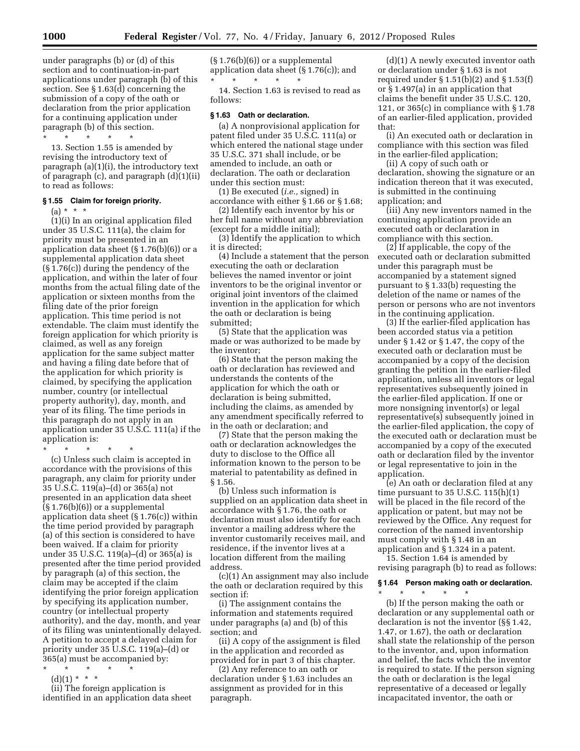under paragraphs (b) or (d) of this section and to continuation-in-part applications under paragraph (b) of this section. See § 1.63(d) concerning the submission of a copy of the oath or declaration from the prior application for a continuing application under paragraph (b) of this section.

\* \* \* \* \*

13. Section 1.55 is amended by revising the introductory text of paragraph (a)(1)(i), the introductory text of paragraph (c), and paragraph (d)(1)(ii) to read as follows:

### § 1.55 Claim for foreign priority.

(a) \* \* \*

(1)(i) In an original application filed under 35 U.S.C. 111(a), the claim for priority must be presented in an application data sheet (§ 1.76(b)(6)) or a supplemental application data sheet (§ 1.76(c)) during the pendency of the application, and within the later of four months from the actual filing date of the application or sixteen months from the filing date of the prior foreign application. This time period is not extendable. The claim must identify the foreign application for which priority is claimed, as well as any foreign application for the same subject matter and having a filing date before that of the application for which priority is claimed, by specifying the application number, country (or intellectual property authority), day, month, and year of its filing. The time periods in this paragraph do not apply in an application under 35 U.S.C. 111(a) if the application is:

\* \* \* \* \*

(c) Unless such claim is accepted in accordance with the provisions of this paragraph, any claim for priority under 35 U.S.C. 119(a)–(d) or 365(a) not presented in an application data sheet (§ 1.76(b)(6)) or a supplemental application data sheet (§ 1.76(c)) within the time period provided by paragraph (a) of this section is considered to have been waived. If a claim for priority under 35 U.S.C. 119(a)–(d) or 365(a) is presented after the time period provided by paragraph (a) of this section, the claim may be accepted if the claim identifying the prior foreign application by specifying its application number, country (or intellectual property authority), and the day, month, and year of its filing was unintentionally delayed. A petition to accept a delayed claim for priority under 35 U.S.C. 119(a)–(d) or 365(a) must be accompanied by:

\* \* \* \* \*

(d)(1) \* \* \*

(ii) The foreign application is identified in an application data sheet (§ 1.76(b)(6)) or a supplemental application data sheet (§ 1.76(c)); and

\* \* \* \* \*

14. Section 1.63 is revised to read as follows:

### § 1.63 Oath or declaration.

(a) A nonprovisional application for patent filed under 35 U.S.C. 111(a) or which entered the national stage under 35 U.S.C. 371 shall include, or be amended to include, an oath or declaration. The oath or declaration under this section must:

(1) Be executed (*i.e.,* signed) in accordance with either § 1.66 or § 1.68;

(2) Identify each inventor by his or her full name without any abbreviation (except for a middle initial);

(3) Identify the application to which it is directed;

(4) Include a statement that the person executing the oath or declaration believes the named inventor or joint inventors to be the original inventor or original joint inventors of the claimed invention in the application for which the oath or declaration is being submitted;

(5) State that the application was made or was authorized to be made by the inventor;

(6) State that the person making the oath or declaration has reviewed and understands the contents of the application for which the oath or declaration is being submitted, including the claims, as amended by any amendment specifically referred to in the oath or declaration; and

(7) State that the person making the oath or declaration acknowledges the duty to disclose to the Office all information known to the person to be material to patentability as defined in § 1.56.

(b) Unless such information is supplied on an application data sheet in accordance with § 1.76, the oath or declaration must also identify for each inventor a mailing address where the inventor customarily receives mail, and residence, if the inventor lives at a location different from the mailing address.

(c)(1) An assignment may also include the oath or declaration required by this section if:

(i) The assignment contains the information and statements required under paragraphs (a) and (b) of this section; and

(ii) A copy of the assignment is filed in the application and recorded as provided for in part 3 of this chapter.

(2) Any reference to an oath or declaration under § 1.63 includes an assignment as provided for in this paragraph.

(d)(1) A newly executed inventor oath or declaration under § 1.63 is not required under § 1.51(b)(2) and § 1.53(f) or § 1.497(a) in an application that claims the benefit under 35 U.S.C. 120, 121, or 365(c) in compliance with § 1.78 of an earlier-filed application, provided that:

(i) An executed oath or declaration in compliance with this section was filed in the earlier-filed application;

(ii) A copy of such oath or declaration, showing the signature or an indication thereon that it was executed, is submitted in the continuing application; and

(iii) Any new inventors named in the continuing application provide an executed oath or declaration in compliance with this section.

(2) If applicable, the copy of the executed oath or declaration submitted under this paragraph must be accompanied by a statement signed pursuant to § 1.33(b) requesting the deletion of the name or names of the person or persons who are not inventors in the continuing application.

(3) If the earlier-filed application has been accorded status via a petition under § 1.42 or § 1.47, the copy of the executed oath or declaration must be accompanied by a copy of the decision granting the petition in the earlier-filed application, unless all inventors or legal representatives subsequently joined in the earlier-filed application. If one or more nonsigning inventor(s) or legal representative(s) subsequently joined in the earlier-filed application, the copy of the executed oath or declaration must be accompanied by a copy of the executed oath or declaration filed by the inventor or legal representative to join in the application.

(e) An oath or declaration filed at any time pursuant to 35 U.S.C. 115(h)(1) will be placed in the file record of the application or patent, but may not be reviewed by the Office. Any request for correction of the named inventorship must comply with § 1.48 in an application and § 1.324 in a patent.

15. Section 1.64 is amended by revising paragraph (b) to read as follows:

### § 1.64 Person making oath or declaration.

\* \* \* \* \*

(b) If the person making the oath or declaration or any supplemental oath or declaration is not the inventor (§§ 1.42, 1.47, or 1.67), the oath or declaration shall state the relationship of the person to the inventor, and, upon information and belief, the facts which the inventor is required to state. If the person signing the oath or declaration is the legal representative of a deceased or legally incapacitated inventor, the oath or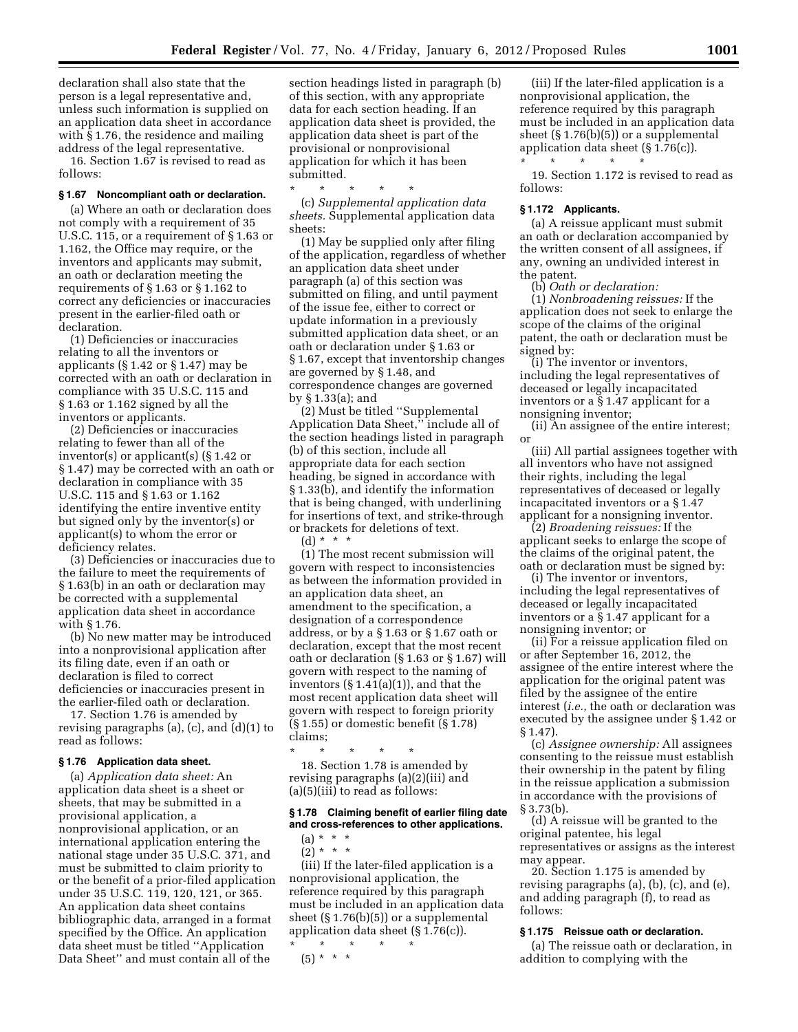declaration shall also state that the person is a legal representative and, unless such information is supplied on an application data sheet in accordance with § 1.76, the residence and mailing address of the legal representative.

16. Section 1.67 is revised to read as follows:

### § 1.67 Noncompliant oath or declaration.

(a) Where an oath or declaration does not comply with a requirement of 35 U.S.C. 115, or a requirement of § 1.63 or 1.162, the Office may require, or the inventors and applicants may submit, an oath or declaration meeting the requirements of § 1.63 or § 1.162 to correct any deficiencies or inaccuracies present in the earlier-filed oath or declaration.

(1) Deficiencies or inaccuracies relating to all the inventors or applicants (§ 1.42 or § 1.47) may be corrected with an oath or declaration in compliance with 35 U.S.C. 115 and § 1.63 or 1.162 signed by all the inventors or applicants.

(2) Deficiencies or inaccuracies relating to fewer than all of the inventor(s) or applicant(s) (§ 1.42 or § 1.47) may be corrected with an oath or declaration in compliance with 35 U.S.C. 115 and § 1.63 or 1.162 identifying the entire inventive entity but signed only by the inventor(s) or applicant(s) to whom the error or deficiency relates.

(3) Deficiencies or inaccuracies due to the failure to meet the requirements of § 1.63(b) in an oath or declaration may be corrected with a supplemental application data sheet in accordance with § 1.76.

(b) No new matter may be introduced into a nonprovisional application after its filing date, even if an oath or declaration is filed to correct deficiencies or inaccuracies present in the earlier-filed oath or declaration.

17. Section 1.76 is amended by revising paragraphs (a), (c), and (d)(1) to read as follows:

### § 1.76 Application data sheet.

(a) *Application data sheet:* An application data sheet is a sheet or sheets, that may be submitted in a provisional application, a nonprovisional application, or an international application entering the national stage under 35 U.S.C. 371, and must be submitted to claim priority to or the benefit of a prior-filed application under 35 U.S.C. 119, 120, 121, or 365. An application data sheet contains bibliographic data, arranged in a format specified by the Office. An application data sheet must be titled ''Application Data Sheet'' and must contain all of the section headings listed in paragraph (b) of this section, with any appropriate data for each section heading. If an application data sheet is provided, the application data sheet is part of the provisional or nonprovisional application for which it has been submitted.

\* \* \* \* \*

(c) *Supplemental application data sheets.* Supplemental application data sheets:

(1) May be supplied only after filing of the application, regardless of whether an application data sheet under paragraph (a) of this section was submitted on filing, and until payment of the issue fee, either to correct or update information in a previously submitted application data sheet, or an oath or declaration under § 1.63 or § 1.67, except that inventorship changes are governed by § 1.48, and correspondence changes are governed by § 1.33(a); and

(2) Must be titled ''Supplemental Application Data Sheet,'' include all of the section headings listed in paragraph (b) of this section, include all appropriate data for each section heading, be signed in accordance with § 1.33(b), and identify the information that is being changed, with underlining for insertions of text, and strike-through or brackets for deletions of text.

(d) \* \* \*

(1) The most recent submission will govern with respect to inconsistencies as between the information provided in an application data sheet, an amendment to the specification, a designation of a correspondence address, or by a § 1.63 or § 1.67 oath or declaration, except that the most recent oath or declaration (§ 1.63 or § 1.67) will govern with respect to the naming of inventors (§ 1.41(a)(1)), and that the most recent application data sheet will govern with respect to foreign priority (§ 1.55) or domestic benefit (§ 1.78) claims;

\* \* \* \* \*

18. Section 1.78 is amended by revising paragraphs (a)(2)(iii) and (a)(5)(iii) to read as follows:

### § 1.78 Claiming benefit of earlier filing date and cross-references to other applications.

(a) \* \* \*

(2) \* \* \*

(iii) If the later-filed application is a nonprovisional application, the reference required by this paragraph must be included in an application data sheet (§ 1.76(b)(5)) or a supplemental application data sheet (§ 1.76(c)).

\* \* \* \* \*

(5) \* \* \*

(iii) If the later-filed application is a nonprovisional application, the reference required by this paragraph must be included in an application data sheet (§ 1.76(b)(5)) or a supplemental application data sheet (§ 1.76(c)).

\* \* \* \* \*

19. Section 1.172 is revised to read as follows:

### § 1.172 Applicants.

(a) A reissue applicant must submit an oath or declaration accompanied by the written consent of all assignees, if any, owning an undivided interest in the patent.

(b) *Oath or declaration:*

(1) *Nonbroadening reissues:* If the application does not seek to enlarge the scope of the claims of the original patent, the oath or declaration must be signed by:

(i) The inventor or inventors, including the legal representatives of deceased or legally incapacitated inventors or a § 1.47 applicant for a nonsigning inventor;

(ii) An assignee of the entire interest; or

(iii) All partial assignees together with all inventors who have not assigned their rights, including the legal representatives of deceased or legally incapacitated inventors or a § 1.47 applicant for a nonsigning inventor.

(2) *Broadening reissues:* If the applicant seeks to enlarge the scope of the claims of the original patent, the oath or declaration must be signed by:

(i) The inventor or inventors, including the legal representatives of deceased or legally incapacitated inventors or a § 1.47 applicant for a nonsigning inventor; or

(ii) For a reissue application filed on or after September 16, 2012, the assignee of the entire interest where the application for the original patent was filed by the assignee of the entire interest (*i.e.,* the oath or declaration was executed by the assignee under § 1.42 or § 1.47).

(c) *Assignee ownership:* All assignees consenting to the reissue must establish their ownership in the patent by filing in the reissue application a submission in accordance with the provisions of § 3.73(b).

(d) A reissue will be granted to the original patentee, his legal representatives or assigns as the interest may appear.

20. Section 1.175 is amended by revising paragraphs (a), (b), (c), and (e), and adding paragraph (f), to read as follows:

### § 1.175 Reissue oath or declaration.

(a) The reissue oath or declaration, in addition to complying with the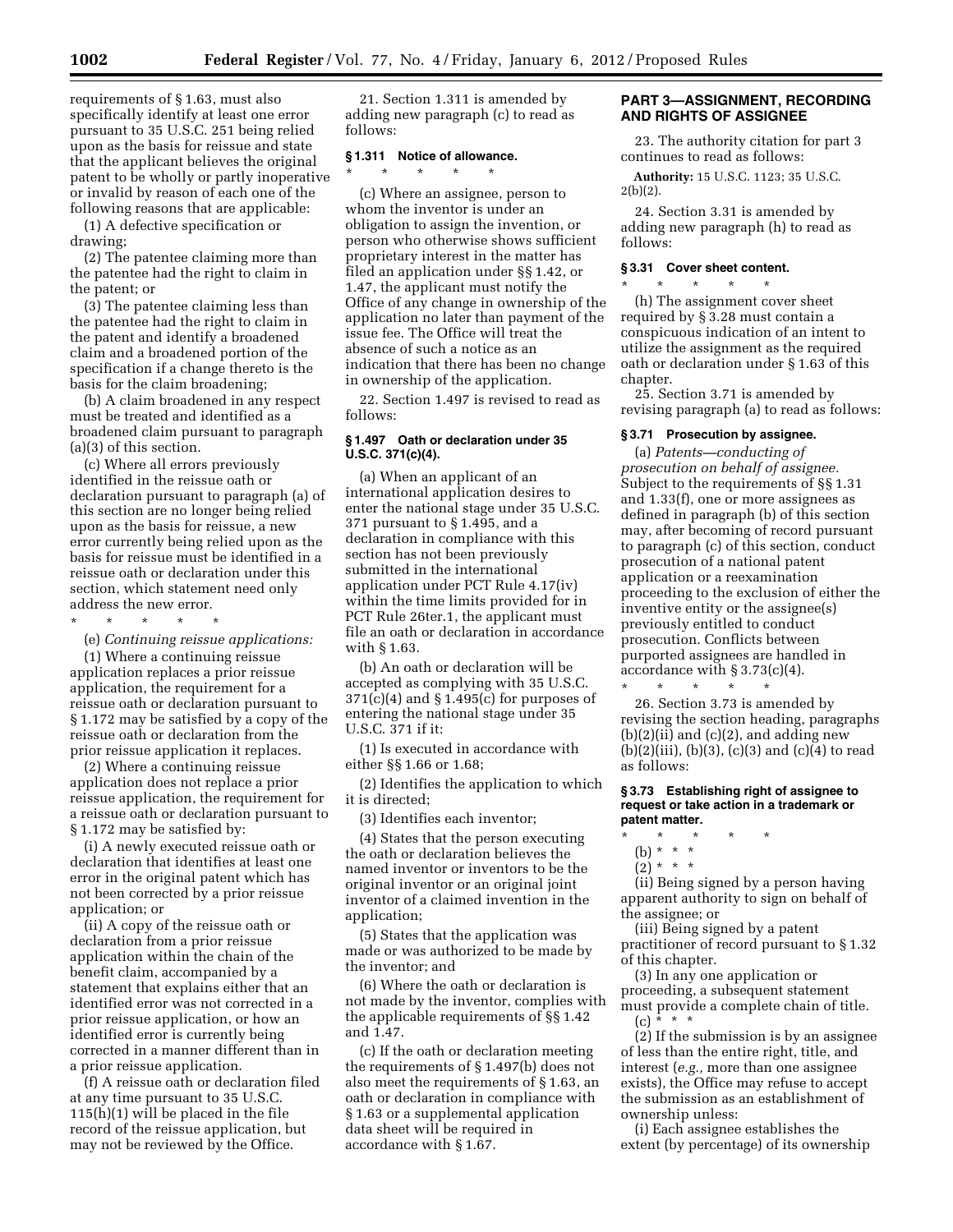requirements of § 1.63, must also specifically identify at least one error pursuant to 35 U.S.C. 251 being relied upon as the basis for reissue and state that the applicant believes the original patent to be wholly or partly inoperative or invalid by reason of each one of the following reasons that are applicable:

(1) A defective specification or drawing;

(2) The patentee claiming more than the patentee had the right to claim in the patent; or

(3) The patentee claiming less than the patentee had the right to claim in the patent and identify a broadened claim and a broadened portion of the specification if a change thereto is the basis for the claim broadening;

(b) A claim broadened in any respect must be treated and identified as a broadened claim pursuant to paragraph (a)(3) of this section.

(c) Where all errors previously identified in the reissue oath or declaration pursuant to paragraph (a) of this section are no longer being relied upon as the basis for reissue, a new error currently being relied upon as the basis for reissue must be identified in a reissue oath or declaration under this section, which statement need only address the new error.

\* \* \* \* \*

(e) *Continuing reissue applications:*

(1) Where a continuing reissue application replaces a prior reissue application, the requirement for a reissue oath or declaration pursuant to § 1.172 may be satisfied by a copy of the reissue oath or declaration from the prior reissue application it replaces.

(2) Where a continuing reissue application does not replace a prior reissue application, the requirement for a reissue oath or declaration pursuant to § 1.172 may be satisfied by:

(i) A newly executed reissue oath or declaration that identifies at least one error in the original patent which has not been corrected by a prior reissue application; or

(ii) A copy of the reissue oath or declaration from a prior reissue application within the chain of the benefit claim, accompanied by a statement that explains either that an identified error was not corrected in a prior reissue application, or how an identified error is currently being corrected in a manner different than in a prior reissue application.

(f) A reissue oath or declaration filed at any time pursuant to 35 U.S.C. 115(h)(1) will be placed in the file record of the reissue application, but may not be reviewed by the Office.

21. Section 1.311 is amended by adding new paragraph (c) to read as follows:

### § 1.311 Notice of allowance.

\* \* \* \* \*

(c) Where an assignee, person to whom the inventor is under an obligation to assign the invention, or person who otherwise shows sufficient proprietary interest in the matter has filed an application under §§ 1.42, or 1.47, the applicant must notify the Office of any change in ownership of the application no later than payment of the issue fee. The Office will treat the absence of such a notice as an indication that there has been no change in ownership of the application.

22. Section 1.497 is revised to read as follows:

### § 1.497 Oath or declaration under 35 U.S.C. 371(c)(4).

(a) When an applicant of an international application desires to enter the national stage under 35 U.S.C. 371 pursuant to § 1.495, and a declaration in compliance with this section has not been previously submitted in the international application under PCT Rule 4.17(iv) within the time limits provided for in PCT Rule 26ter.1, the applicant must file an oath or declaration in accordance with § 1.63.

(b) An oath or declaration will be accepted as complying with 35 U.S.C. 371(c)(4) and § 1.495(c) for purposes of entering the national stage under 35 U.S.C. 371 if it:

(1) Is executed in accordance with either §§ 1.66 or 1.68;

(2) Identifies the application to which it is directed;

(3) Identifies each inventor;

(4) States that the person executing the oath or declaration believes the named inventor or inventors to be the original inventor or an original joint inventor of a claimed invention in the application;

(5) States that the application was made or was authorized to be made by the inventor; and

(6) Where the oath or declaration is not made by the inventor, complies with the applicable requirements of §§ 1.42 and 1.47.

(c) If the oath or declaration meeting the requirements of § 1.497(b) does not also meet the requirements of § 1.63, an oath or declaration in compliance with § 1.63 or a supplemental application data sheet will be required in accordance with § 1.67.

## PART 3—ASSIGNMENT, RECORDING AND RIGHTS OF ASSIGNEE

23. The authority citation for part 3 continues to read as follows:

**Authority:** 15 U.S.C. 1123; 35 U.S.C. 2(b)(2).

24. Section 3.31 is amended by adding new paragraph (h) to read as follows:

### § 3.31 Cover sheet content.

\* \* \* \* \*

(h) The assignment cover sheet required by § 3.28 must contain a conspicuous indication of an intent to utilize the assignment as the required oath or declaration under § 1.63 of this chapter.

25. Section 3.71 is amended by revising paragraph (a) to read as follows:

### § 3.71 Prosecution by assignee.

(a) *Patents—conducting of prosecution on behalf of assignee.* Subject to the requirements of §§ 1.31 and 1.33(f), one or more assignees as defined in paragraph (b) of this section may, after becoming of record pursuant to paragraph (c) of this section, conduct prosecution of a national patent application or a reexamination proceeding to the exclusion of either the inventive entity or the assignee(s) previously entitled to conduct prosecution. Conflicts between purported assignees are handled in accordance with § 3.73(c)(4).

\* \* \* \* \*

26. Section 3.73 is amended by revising the section heading, paragraphs (b)(2)(ii) and (c)(2), and adding new (b)(2)(iii), (b)(3), (c)(3) and (c)(4) to read as follows:

### § 3.73 Establishing right of assignee to request or take action in a trademark or patent matter.

\* \* \* \* \*

(b) \* \* \*

(2) \* \* \*

(ii) Being signed by a person having apparent authority to sign on behalf of the assignee; or

(iii) Being signed by a patent practitioner of record pursuant to § 1.32 of this chapter.

(3) In any one application or proceeding, a subsequent statement must provide a complete chain of title.

(c) \* \* \*

(2) If the submission is by an assignee of less than the entire right, title, and interest (*e.g.,* more than one assignee exists), the Office may refuse to accept the submission as an establishment of ownership unless:

(i) Each assignee establishes the extent (by percentage) of its ownership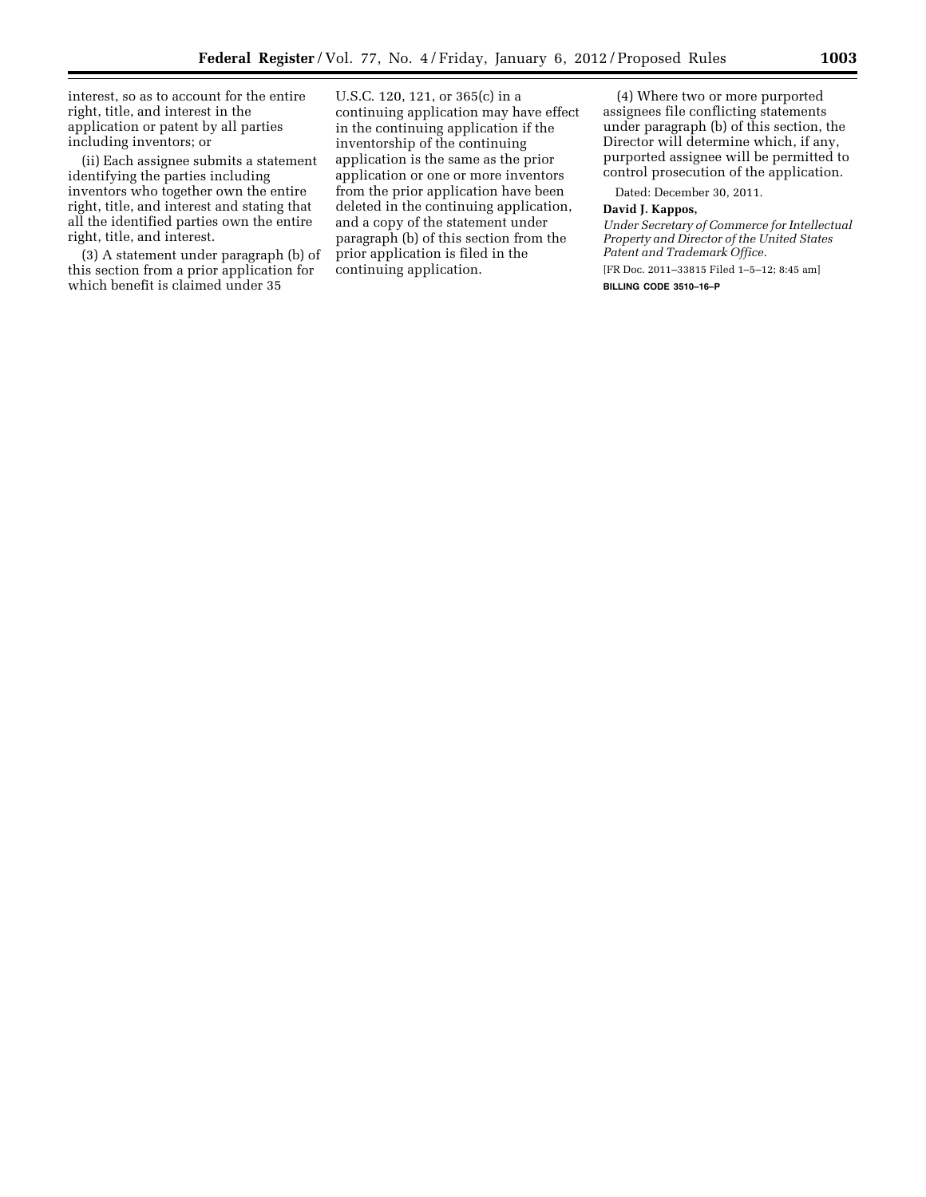interest, so as to account for the entire right, title, and interest in the application or patent by all parties including inventors; or

(ii) Each assignee submits a statement identifying the parties including inventors who together own the entire right, title, and interest and stating that all the identified parties own the entire right, title, and interest.

(3) A statement under paragraph (b) of this section from a prior application for which benefit is claimed under 35 U.S.C. 120, 121, or 365(c) in a continuing application may have effect in the continuing application if the inventorship of the continuing application is the same as the prior application or one or more inventors from the prior application have been deleted in the continuing application, and a copy of the statement under paragraph (b) of this section from the prior application is filed in the continuing application.

(4) Where two or more purported assignees file conflicting statements under paragraph (b) of this section, the Director will determine which, if any, purported assignee will be permitted to control prosecution of the application.

Dated: December 30, 2011.

**David J. Kappos,**

*Under Secretary of Commerce for Intellectual Property and Director of the United States Patent and Trademark Office.*

[FR Doc. 2011–33815 Filed 1–5–12; 8:45 am]

**BILLING CODE 3510–16–P**